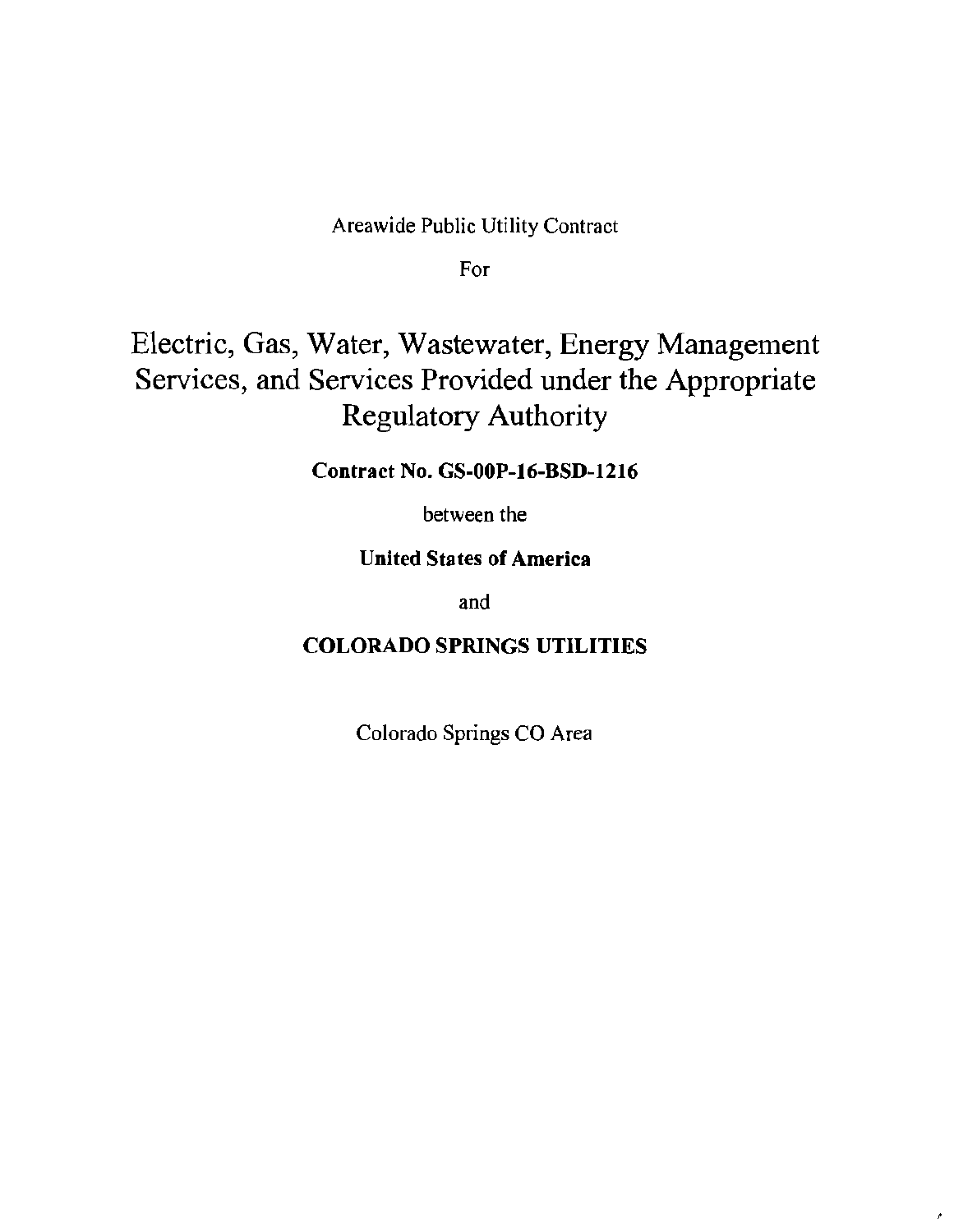Areawide Public Utility Contract

For

# Electric, Gas, Water, Wastewater, Energy Management Services, and Services Provided under the Appropriate Regulatory Authority

**Contract No. GS-00P-16-BSD-1216**

between the

**United States of America**

and

**COLORADO SPRINGS UTILITIES**

Colorado Springs CO Area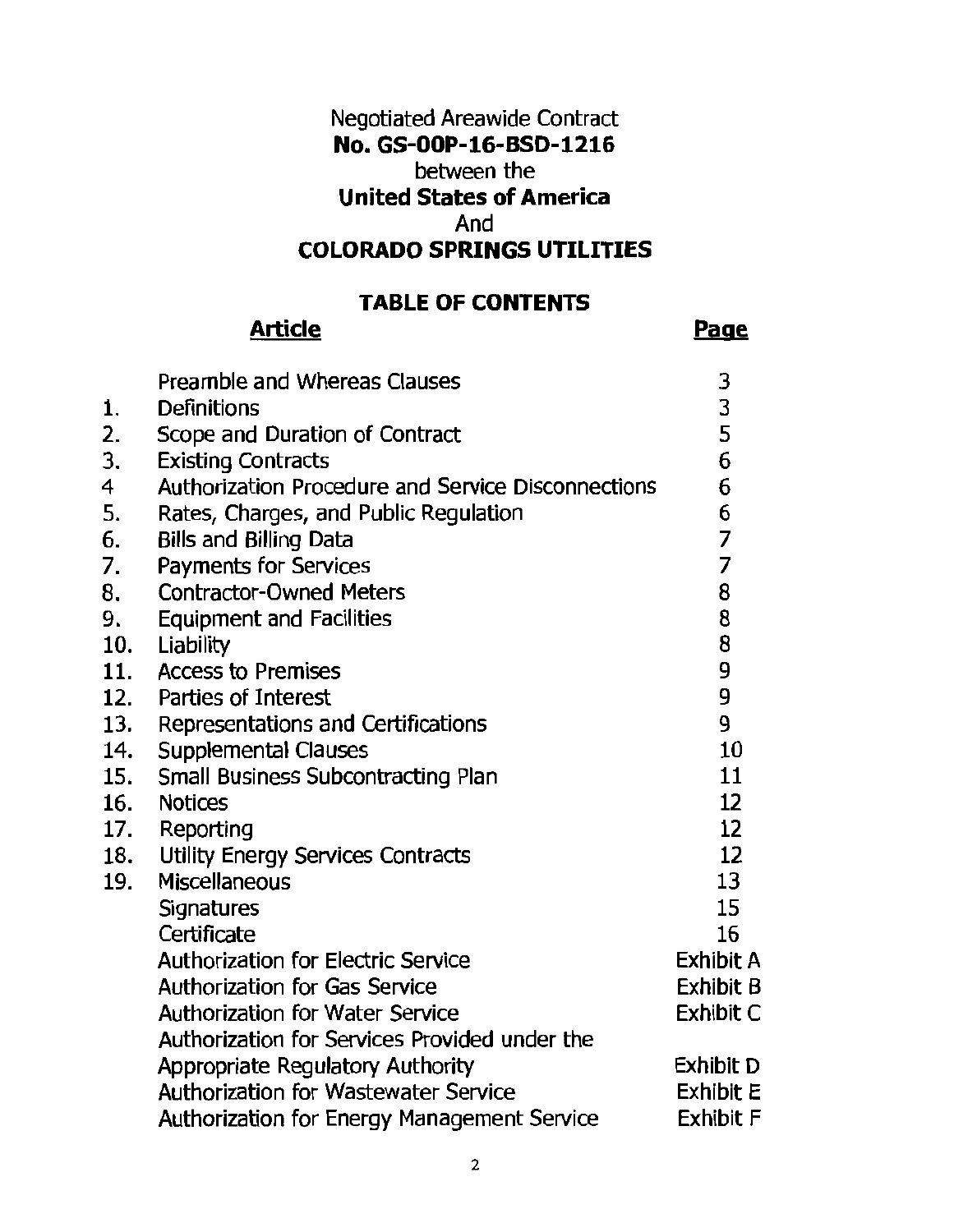Negotiated Areawide Contract
**No. GS-00P-16-BSD-1216**
between the
**United States of America**
And
**COLORADO SPRINGS UTILITIES**

## TABLE OF CONTENTS

| | **Article** | **Page** |
|---|---|---|
| | Preamble and Whereas Clauses | 3 |
| 1. | Definitions | 3 |
| 2. | Scope and Duration of Contract | 5 |
| 3. | Existing Contracts | 6 |
| 4 | Authorization Procedure and Service Disconnections | 6 |
| 5. | Rates, Charges, and Public Regulation | 6 |
| 6. | Bills and Billing Data | 7 |
| 7. | Payments for Services | 7 |
| 8. | Contractor-Owned Meters | 8 |
| 9. | Equipment and Facilities | 8 |
| 10. | Liability | 8 |
| 11. | Access to Premises | 9 |
| 12. | Parties of Interest | 9 |
| 13. | Representations and Certifications | 9 |
| 14. | Supplemental Clauses | 10 |
| 15. | Small Business Subcontracting Plan | 11 |
| 16. | Notices | 12 |
| 17. | Reporting | 12 |
| 18. | Utility Energy Services Contracts | 12 |
| 19. | Miscellaneous | 13 |
| | Signatures | 15 |
| | Certificate | 16 |
| | Authorization for Electric Service | Exhibit A |
| | Authorization for Gas Service | Exhibit B |
| | Authorization for Water Service | Exhibit C |
| | Authorization for Services Provided under the Appropriate Regulatory Authority | Exhibit D |
| | Authorization for Wastewater Service | Exhibit E |
| | Authorization for Energy Management Service | Exhibit F |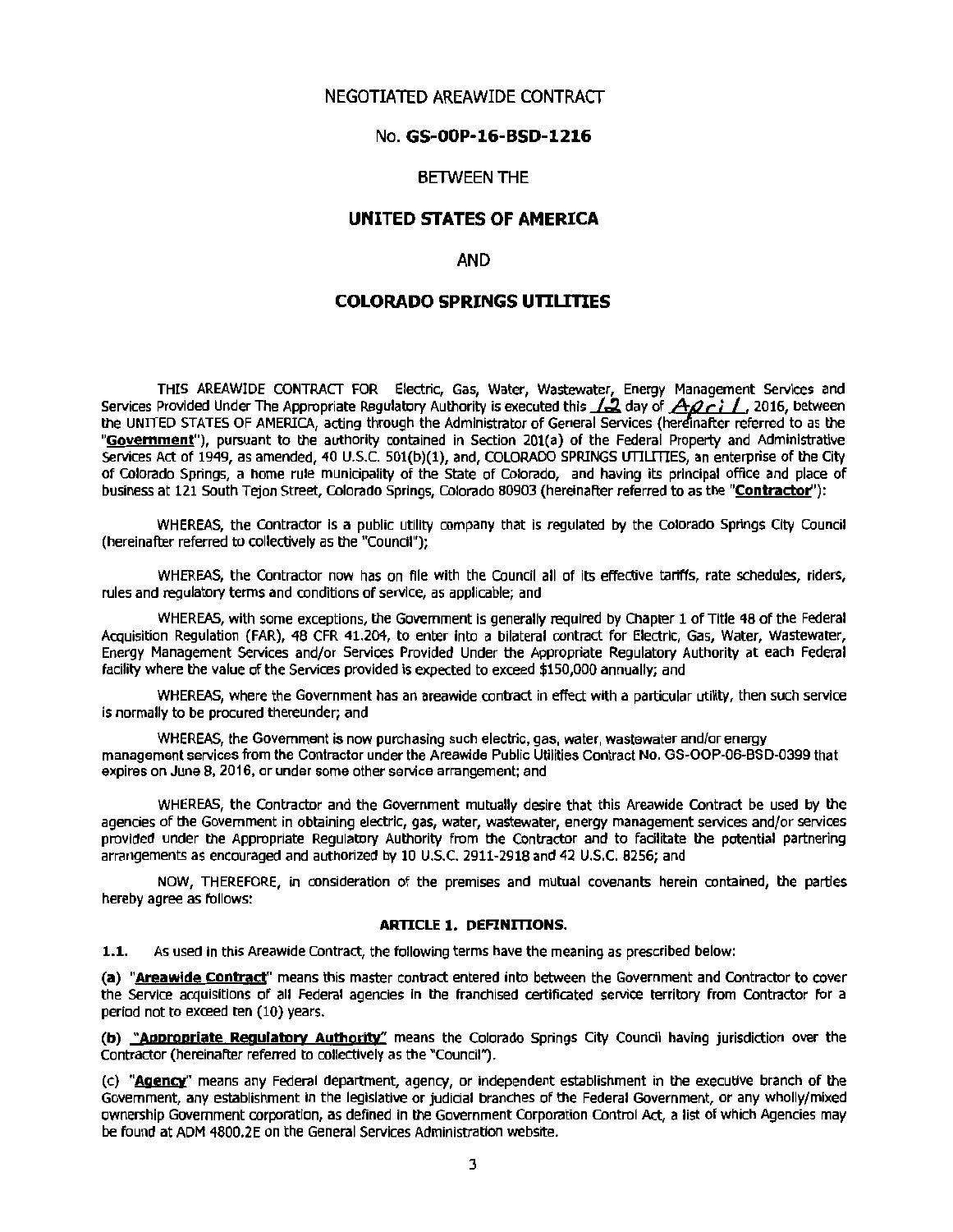NEGOTIATED AREAWIDE CONTRACT

No. **GS-00P-16-BSD-1216**

BETWEEN THE

**UNITED STATES OF AMERICA**

AND

**COLORADO SPRINGS UTILITIES**

THIS AREAWIDE CONTRACT FOR Electric, Gas, Water, Wastewater, Energy Management Services and Services Provided Under The Appropriate Regulatory Authority is executed this 12 day of April, 2016, between the UNITED STATES OF AMERICA, acting through the Administrator of General Services (hereinafter referred to as the "**Government**"), pursuant to the authority contained in Section 201(a) of the Federal Property and Administrative Services Act of 1949, as amended, 40 U.S.C. 501(b)(1), and, COLORADO SPRINGS UTILITIES, an enterprise of the City of Colorado Springs, a home rule municipality of the State of Colorado, and having its principal office and place of business at 121 South Tejon Street, Colorado Springs, Colorado 80903 (hereinafter referred to as the "**Contractor**"):

WHEREAS, the Contractor is a public utility company that is regulated by the Colorado Springs City Council (hereinafter referred to collectively as the "Council");

WHEREAS, the Contractor now has on file with the Council all of its effective tariffs, rate schedules, riders, rules and regulatory terms and conditions of service, as applicable; and

WHEREAS, with some exceptions, the Government is generally required by Chapter 1 of Title 48 of the Federal Acquisition Regulation (FAR), 48 CFR 41.204, to enter into a bilateral contract for Electric, Gas, Water, Wastewater, Energy Management Services and/or Services Provided Under the Appropriate Regulatory Authority at each Federal facility where the value of the Services provided is expected to exceed $150,000 annually; and

WHEREAS, where the Government has an areawide contract in effect with a particular utility, then such service is normally to be procured thereunder; and

WHEREAS, the Government is now purchasing such electric, gas, water, wastewater and/or energy management services from the Contractor under the Areawide Public Utilities Contract No. GS-OOP-06-BSD-0399 that expires on June 8, 2016, or under some other service arrangement; and

WHEREAS, the Contractor and the Government mutually desire that this Areawide Contract be used by the agencies of the Government in obtaining electric, gas, water, wastewater, energy management services and/or services provided under the Appropriate Regulatory Authority from the Contractor and to facilitate the potential partnering arrangements as encouraged and authorized by 10 U.S.C. 2911-2918 and 42 U.S.C. 8256; and

NOW, THEREFORE, in consideration of the premises and mutual covenants herein contained, the parties hereby agree as follows:

## ARTICLE 1. DEFINITIONS.

**1.1.** As used in this Areawide Contract, the following terms have the meaning as prescribed below:

**(a)** "**Areawide Contract**" means this master contract entered into between the Government and Contractor to cover the Service acquisitions of all Federal agencies in the franchised certificated service territory from Contractor for a period not to exceed ten (10) years.

**(b)** "**Appropriate Regulatory Authority**" means the Colorado Springs City Council having jurisdiction over the Contractor (hereinafter referred to collectively as the "Council").

(c) "**Agency**" means any Federal department, agency, or independent establishment in the executive branch of the Government, any establishment in the legislative or judicial branches of the Federal Government, or any wholly/mixed ownership Government corporation, as defined in the Government Corporation Control Act, a list of which Agencies may be found at ADM 4800.2E on the General Services Administration website.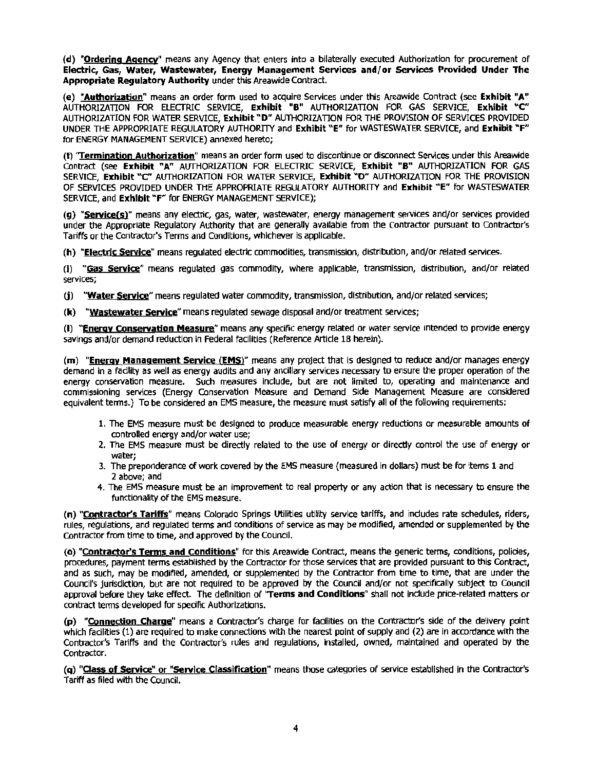(d) "**Ordering Agency**" means any Agency that enters into a bilaterally executed Authorization for procurement of **Electric, Gas, Water, Wastewater, Energy Management Services and/or Services Provided Under The Appropriate Regulatory Authority** under this Areawide Contract.

(e) "**Authorization**" means an order form used to acquire Services under this Areawide Contract (see **Exhibit "A"** AUTHORIZATION FOR ELECTRIC SERVICE, **Exhibit "B"** AUTHORIZATION FOR GAS SERVICE, **Exhibit "C"** AUTHORIZATION FOR WATER SERVICE, **Exhibit "D"** AUTHORIZATION FOR THE PROVISION OF SERVICES PROVIDED UNDER THE APPROPRIATE REGULATORY AUTHORITY and **Exhibit "E"** for WASTESWATER SERVICE, and **Exhibit "F"** for ENERGY MANAGEMENT SERVICE) annexed hereto;

(f) "**Termination Authorization**" means an order form used to discontinue or disconnect Services under this Areawide Contract (see **Exhibit "A"** AUTHORIZATION FOR ELECTRIC SERVICE, **Exhibit "B"** AUTHORIZATION FOR GAS SERVICE, **Exhibit "C"** AUTHORIZATION FOR WATER SERVICE, **Exhibit "D"** AUTHORIZATION FOR THE PROVISION OF SERVICES PROVIDED UNDER THE APPROPRIATE REGULATORY AUTHORITY and **Exhibit "E"** for WASTESWATER SERVICE, and **Exhibit "F"** for ENERGY MANAGEMENT SERVICE);

(g) "**Service(s)**" means any electric, gas, water, wastewater, energy management services and/or services provided under the Appropriate Regulatory Authority that are generally available from the Contractor pursuant to Contractor's Tariffs or the Contractor's Terms and Conditions, whichever is applicable.

(h) "**Electric Service**" means regulated electric commodities, transmission, distribution, and/or related services.

(i) "**Gas Service**" means regulated gas commodity, where applicable, transmission, distribution, and/or related services;

(j) "**Water Service**" means regulated water commodity, transmission, distribution, and/or related services;

(k) "**Wastewater Service**" means regulated sewage disposal and/or treatment services;

(l) "**Energy Conservation Measure**" means any specific energy related or water service intended to provide energy savings and/or demand reduction in Federal facilities (Reference Article 18 herein).

(m) "**Energy Management Service (EMS)**" means any project that is designed to reduce and/or manages energy demand in a facility as well as energy audits and any ancillary services necessary to ensure the proper operation of the energy conservation measure. Such measures include, but are not limited to, operating and maintenance and commissioning services (Energy Conservation Measure and Demand Side Management Measure are considered equivalent terms.) To be considered an EMS measure, the measure must satisfy all of the following requirements:

1. The EMS measure must be designed to produce measurable energy reductions or measurable amounts of controlled energy and/or water use;
2. The EMS measure must be directly related to the use of energy or directly control the use of energy or water;
3. The preponderance of work covered by the EMS measure (measured in dollars) must be for items 1 and 2 above; and
4. The EMS measure must be an improvement to real property or any action that is necessary to ensure the functionality of the EMS measure.

(n) "**Contractor's Tariffs**" means Colorado Springs Utilities utility service tariffs, and includes rate schedules, riders, rules, regulations, and regulated terms and conditions of service as may be modified, amended or supplemented by the Contractor from time to time, and approved by the Council.

(o) "**Contractor's Terms and Conditions**" for this Areawide Contract, means the generic terms, conditions, policies, procedures, payment terms established by the Contractor for those services that are provided pursuant to this Contract, and as such, may be modified, amended, or supplemented by the Contractor from time to time, that are under the Council's jurisdiction, but are not required to be approved by the Council and/or not specifically subject to Council approval before they take effect. The definition of "**Terms and Conditions**" shall not include price-related matters or contract terms developed for specific Authorizations.

(p) "**Connection Charge**" means a Contractor's charge for facilities on the Contractor's side of the delivery point which facilities (1) are required to make connections with the nearest point of supply and (2) are in accordance with the Contractor's Tariffs and the Contractor's rules and regulations, installed, owned, maintained and operated by the Contractor.

(q) "**Class of Service**" or "**Service Classification**" means those categories of service established in the Contractor's Tariff as filed with the Council.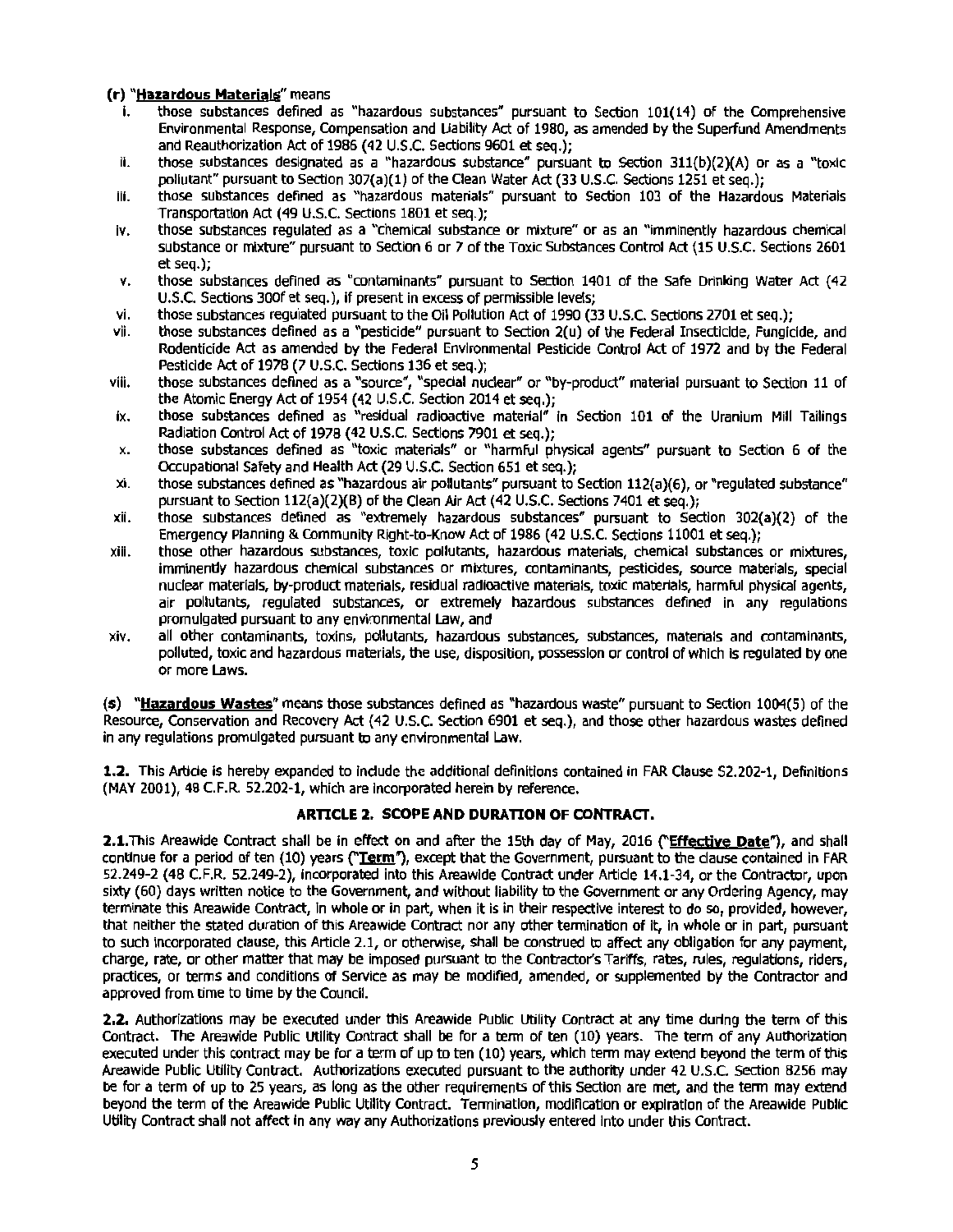**(r)** "**Hazardous Materials**" means

i. those substances defined as "hazardous substances" pursuant to Section 101(14) of the Comprehensive Environmental Response, Compensation and Liability Act of 1980, as amended by the Superfund Amendments and Reauthorization Act of 1986 (42 U.S.C. Sections 9601 et seq.);

ii. those substances designated as a "hazardous substance" pursuant to Section 311(b)(2)(A) or as a "toxic pollutant" pursuant to Section 307(a)(1) of the Clean Water Act (33 U.S.C. Sections 1251 et seq.);

iii. those substances defined as "hazardous materials" pursuant to Section 103 of the Hazardous Materials Transportation Act (49 U.S.C. Sections 1801 et seq.);

iv. those substances regulated as a "chemical substance or mixture" or as an "imminently hazardous chemical substance or mixture" pursuant to Section 6 or 7 of the Toxic Substances Control Act (15 U.S.C. Sections 2601 et seq.);

v. those substances defined as "contaminants" pursuant to Section 1401 of the Safe Drinking Water Act (42 U.S.C. Sections 300f et seq.), if present in excess of permissible levels;

vi. those substances regulated pursuant to the Oil Pollution Act of 1990 (33 U.S.C. Sections 2701 et seq.);

vii. those substances defined as a "pesticide" pursuant to Section 2(u) of the Federal Insecticide, Fungicide, and Rodenticide Act as amended by the Federal Environmental Pesticide Control Act of 1972 and by the Federal Pesticide Act of 1978 (7 U.S.C. Sections 136 et seq.);

viii. those substances defined as a "source", "special nuclear" or "by-product" material pursuant to Section 11 of the Atomic Energy Act of 1954 (42 U.S.C. Section 2014 et seq.);

ix. those substances defined as "residual radioactive material" in Section 101 of the Uranium Mill Tailings Radiation Control Act of 1978 (42 U.S.C. Sections 7901 et seq.);

x. those substances defined as "toxic materials" or "harmful physical agents" pursuant to Section 6 of the Occupational Safety and Health Act (29 U.S.C. Section 651 et seq.);

xi. those substances defined as "hazardous air pollutants" pursuant to Section 112(a)(6), or "regulated substance" pursuant to Section 112(a)(2)(B) of the Clean Air Act (42 U.S.C. Sections 7401 et seq.);

xii. those substances defined as "extremely hazardous substances" pursuant to Section 302(a)(2) of the Emergency Planning & Community Right-to-Know Act of 1986 (42 U.S.C. Sections 11001 et seq.);

xiii. those other hazardous substances, toxic pollutants, hazardous materials, chemical substances or mixtures, imminently hazardous chemical substances or mixtures, contaminants, pesticides, source materials, special nuclear materials, by-product materials, residual radioactive materials, toxic materials, harmful physical agents, air pollutants, regulated substances, or extremely hazardous substances defined in any regulations promulgated pursuant to any environmental Law, and

xiv. all other contaminants, toxins, pollutants, hazardous substances, substances, materials and contaminants, polluted, toxic and hazardous materials, the use, disposition, possession or control of which is regulated by one or more Laws.

**(s)** "**Hazardous Wastes**" means those substances defined as "hazardous waste" pursuant to Section 1004(5) of the Resource, Conservation and Recovery Act (42 U.S.C. Section 6901 et seq.), and those other hazardous wastes defined in any regulations promulgated pursuant to any environmental Law.

**1.2.** This Article is hereby expanded to include the additional definitions contained in FAR Clause 52.202-1, Definitions (MAY 2001), 48 C.F.R. 52.202-1, which are incorporated herein by reference.

## ARTICLE 2. SCOPE AND DURATION OF CONTRACT.

**2.1.** This Areawide Contract shall be in effect on and after the 15th day of May, 2016 ("**Effective Date**"), and shall continue for a period of ten (10) years ("**Term**"), except that the Government, pursuant to the clause contained in FAR 52.249-2 (48 C.F.R. 52.249-2), incorporated into this Areawide Contract under Article 14.1-34, or the Contractor, upon sixty (60) days written notice to the Government, and without liability to the Government or any Ordering Agency, may terminate this Areawide Contract, in whole or in part, when it is in their respective interest to do so, provided, however, that neither the stated duration of this Areawide Contract nor any other termination of it, in whole or in part, pursuant to such incorporated clause, this Article 2.1, or otherwise, shall be construed to affect any obligation for any payment, charge, rate, or other matter that may be imposed pursuant to the Contractor's Tariffs, rates, rules, regulations, riders, practices, or terms and conditions of Service as may be modified, amended, or supplemented by the Contractor and approved from time to time by the Council.

**2.2.** Authorizations may be executed under this Areawide Public Utility Contract at any time during the term of this Contract. The Areawide Public Utility Contract shall be for a term of ten (10) years. The term of any Authorization executed under this contract may be for a term of up to ten (10) years, which term may extend beyond the term of this Areawide Public Utility Contract. Authorizations executed pursuant to the authority under 42 U.S.C. Section 8256 may be for a term of up to 25 years, as long as the other requirements of this Section are met, and the term may extend beyond the term of the Areawide Public Utility Contract. Termination, modification or expiration of the Areawide Public Utility Contract shall not affect in any way any Authorizations previously entered into under this Contract.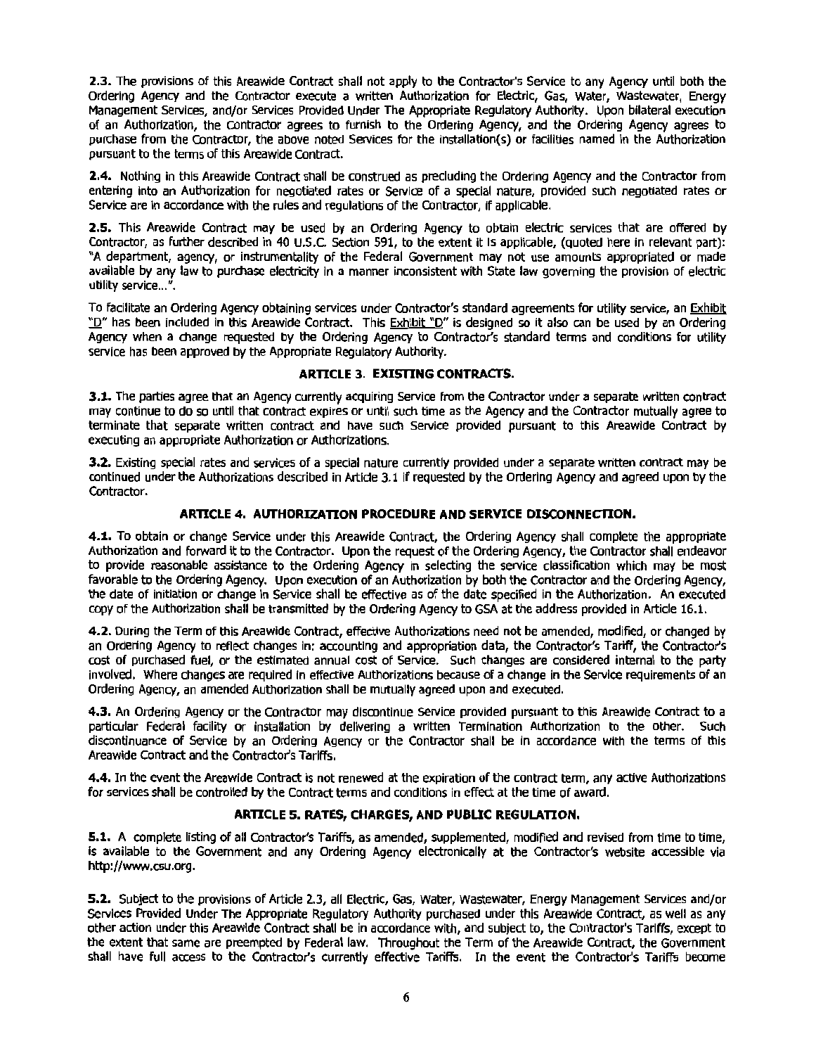**2.3.** The provisions of this Areawide Contract shall not apply to the Contractor's Service to any Agency until both the Ordering Agency and the Contractor execute a written Authorization for Electric, Gas, Water, Wastewater, Energy Management Services, and/or Services Provided Under The Appropriate Regulatory Authority. Upon bilateral execution of an Authorization, the Contractor agrees to furnish to the Ordering Agency, and the Ordering Agency agrees to purchase from the Contractor, the above noted Services for the installation(s) or facilities named in the Authorization pursuant to the terms of this Areawide Contract.

**2.4.** Nothing in this Areawide Contract shall be construed as precluding the Ordering Agency and the Contractor from entering into an Authorization for negotiated rates or Service of a special nature, provided such negotiated rates or Service are in accordance with the rules and regulations of the Contractor, if applicable.

**2.5.** This Areawide Contract may be used by an Ordering Agency to obtain electric services that are offered by Contractor, as further described in 40 U.S.C. Section 591, to the extent it is applicable, (quoted here in relevant part): "A department, agency, or instrumentality of the Federal Government may not use amounts appropriated or made available by any law to purchase electricity in a manner inconsistent with State law governing the provision of electric utility service…".

To facilitate an Ordering Agency obtaining services under Contractor's standard agreements for utility service, an Exhibit "D" has been included in this Areawide Contract. This Exhibit "D" is designed so it also can be used by an Ordering Agency when a change requested by the Ordering Agency to Contractor's standard terms and conditions for utility service has been approved by the Appropriate Regulatory Authority.

## ARTICLE 3. EXISTING CONTRACTS.

**3.1.** The parties agree that an Agency currently acquiring Service from the Contractor under a separate written contract may continue to do so until that contract expires or until such time as the Agency and the Contractor mutually agree to terminate that separate written contract and have such Service provided pursuant to this Areawide Contract by executing an appropriate Authorization or Authorizations.

**3.2.** Existing special rates and services of a special nature currently provided under a separate written contract may be continued under the Authorizations described in Article 3.1 if requested by the Ordering Agency and agreed upon by the Contractor.

## ARTICLE 4. AUTHORIZATION PROCEDURE AND SERVICE DISCONNECTION.

**4.1.** To obtain or change Service under this Areawide Contract, the Ordering Agency shall complete the appropriate Authorization and forward it to the Contractor. Upon the request of the Ordering Agency, the Contractor shall endeavor to provide reasonable assistance to the Ordering Agency in selecting the service classification which may be most favorable to the Ordering Agency. Upon execution of an Authorization by both the Contractor and the Ordering Agency, the date of initiation or change in Service shall be effective as of the date specified in the Authorization. An executed copy of the Authorization shall be transmitted by the Ordering Agency to GSA at the address provided in Article 16.1.

**4.2.** During the Term of this Areawide Contract, effective Authorizations need not be amended, modified, or changed by an Ordering Agency to reflect changes in: accounting and appropriation data, the Contractor's Tariff, the Contractor's cost of purchased fuel, or the estimated annual cost of Service. Such changes are considered internal to the party involved. Where changes are required in effective Authorizations because of a change in the Service requirements of an Ordering Agency, an amended Authorization shall be mutually agreed upon and executed.

**4.3.** An Ordering Agency or the Contractor may discontinue Service provided pursuant to this Areawide Contract to a particular Federal facility or installation by delivering a written Termination Authorization to the other. Such discontinuance of Service by an Ordering Agency or the Contractor shall be in accordance with the terms of this Areawide Contract and the Contractor's Tariffs.

**4.4.** In the event the Areawide Contract is not renewed at the expiration of the contract term, any active Authorizations for services shall be controlled by the Contract terms and conditions in effect at the time of award.

## ARTICLE 5. RATES, CHARGES, AND PUBLIC REGULATION.

**5.1.** A complete listing of all Contractor's Tariffs, as amended, supplemented, modified and revised from time to time, is available to the Government and any Ordering Agency electronically at the Contractor's website accessible via http://www.csu.org.

**5.2.** Subject to the provisions of Article 2.3, all Electric, Gas, Water, Wastewater, Energy Management Services and/or Services Provided Under The Appropriate Regulatory Authority purchased under this Areawide Contract, as well as any other action under this Areawide Contract shall be in accordance with, and subject to, the Contractor's Tariffs, except to the extent that same are preempted by Federal law. Throughout the Term of the Areawide Contract, the Government shall have full access to the Contractor's currently effective Tariffs. In the event the Contractor's Tariffs become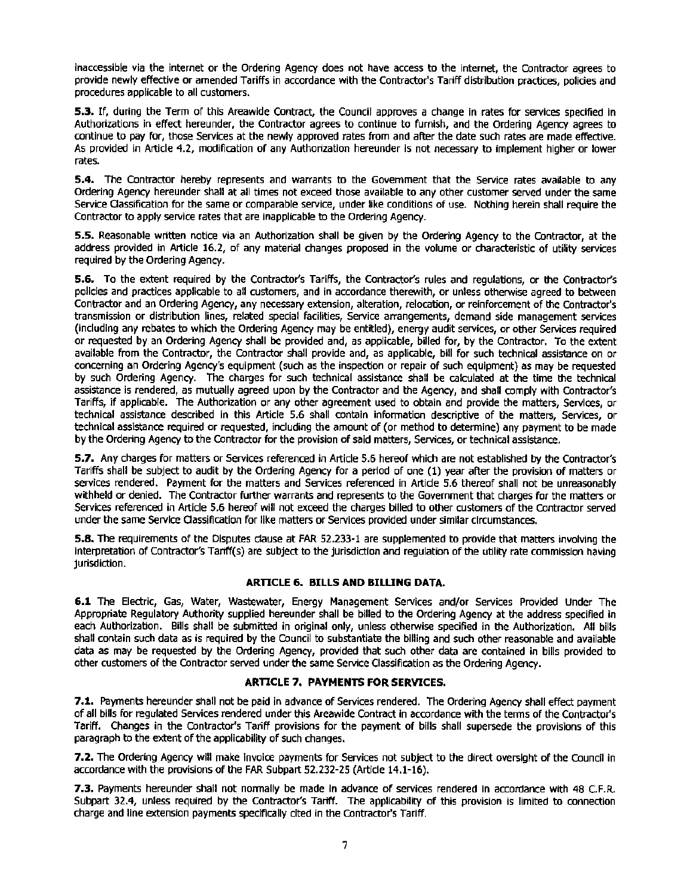inaccessible via the internet or the Ordering Agency does not have access to the internet, the Contractor agrees to provide newly effective or amended Tariffs in accordance with the Contractor's Tariff distribution practices, policies and procedures applicable to all customers.

**5.3.** If, during the Term of this Areawide Contract, the Council approves a change in rates for services specified in Authorizations in effect hereunder, the Contractor agrees to continue to furnish, and the Ordering Agency agrees to continue to pay for, those Services at the newly approved rates from and after the date such rates are made effective. As provided in Article 4.2, modification of any Authorization hereunder is not necessary to implement higher or lower rates.

**5.4.** The Contractor hereby represents and warrants to the Government that the Service rates available to any Ordering Agency hereunder shall at all times not exceed those available to any other customer served under the same Service Classification for the same or comparable service, under like conditions of use. Nothing herein shall require the Contractor to apply service rates that are inapplicable to the Ordering Agency.

**5.5.** Reasonable written notice via an Authorization shall be given by the Ordering Agency to the Contractor, at the address provided in Article 16.2, of any material changes proposed in the volume or characteristic of utility services required by the Ordering Agency.

**5.6.** To the extent required by the Contractor's Tariffs, the Contractor's rules and regulations, or the Contractor's policies and practices applicable to all customers, and in accordance therewith, or unless otherwise agreed to between Contractor and an Ordering Agency, any necessary extension, alteration, relocation, or reinforcement of the Contractor's transmission or distribution lines, related special facilities, Service arrangements, demand side management services (including any rebates to which the Ordering Agency may be entitled), energy audit services, or other Services required or requested by an Ordering Agency shall be provided and, as applicable, billed for, by the Contractor. To the extent available from the Contractor, the Contractor shall provide and, as applicable, bill for such technical assistance on or concerning an Ordering Agency's equipment (such as the inspection or repair of such equipment) as may be requested by such Ordering Agency. The charges for such technical assistance shall be calculated at the time the technical assistance is rendered, as mutually agreed upon by the Contractor and the Agency, and shall comply with Contractor's Tariffs, if applicable. The Authorization or any other agreement used to obtain and provide the matters, Services, or technical assistance described in this Article 5.6 shall contain information descriptive of the matters, Services, or technical assistance required or requested, including the amount of (or method to determine) any payment to be made by the Ordering Agency to the Contractor for the provision of said matters, Services, or technical assistance.

**5.7.** Any charges for matters or Services referenced in Article 5.6 hereof which are not established by the Contractor's Tariffs shall be subject to audit by the Ordering Agency for a period of one (1) year after the provision of matters or services rendered. Payment for the matters and Services referenced in Article 5.6 thereof shall not be unreasonably withheld or denied. The Contractor further warrants and represents to the Government that charges for the matters or Services referenced in Article 5.6 hereof will not exceed the charges billed to other customers of the Contractor served under the same Service Classification for like matters or Services provided under similar circumstances.

**5.8.** The requirements of the Disputes clause at FAR 52.233-1 are supplemented to provide that matters involving the interpretation of Contractor's Tariff(s) are subject to the jurisdiction and regulation of the utility rate commission having jurisdiction.

## ARTICLE 6. BILLS AND BILLING DATA.

**6.1** The Electric, Gas, Water, Wastewater, Energy Management Services and/or Services Provided Under The Appropriate Regulatory Authority supplied hereunder shall be billed to the Ordering Agency at the address specified in each Authorization. Bills shall be submitted in original only, unless otherwise specified in the Authorization. All bills shall contain such data as is required by the Council to substantiate the billing and such other reasonable and available data as may be requested by the Ordering Agency, provided that such other data are contained in bills provided to other customers of the Contractor served under the same Service Classification as the Ordering Agency.

## ARTICLE 7. PAYMENTS FOR SERVICES.

**7.1.** Payments hereunder shall not be paid in advance of Services rendered. The Ordering Agency shall effect payment of all bills for regulated Services rendered under this Areawide Contract in accordance with the terms of the Contractor's Tariff. Changes in the Contractor's Tariff provisions for the payment of bills shall supersede the provisions of this paragraph to the extent of the applicability of such changes.

**7.2.** The Ordering Agency will make invoice payments for Services not subject to the direct oversight of the Council in accordance with the provisions of the FAR Subpart 52.232-25 (Article 14.1-16).

**7.3.** Payments hereunder shall not normally be made in advance of services rendered in accordance with 48 C.F.R. Subpart 32.4, unless required by the Contractor's Tariff. The applicability of this provision is limited to connection charge and line extension payments specifically cited in the Contractor's Tariff.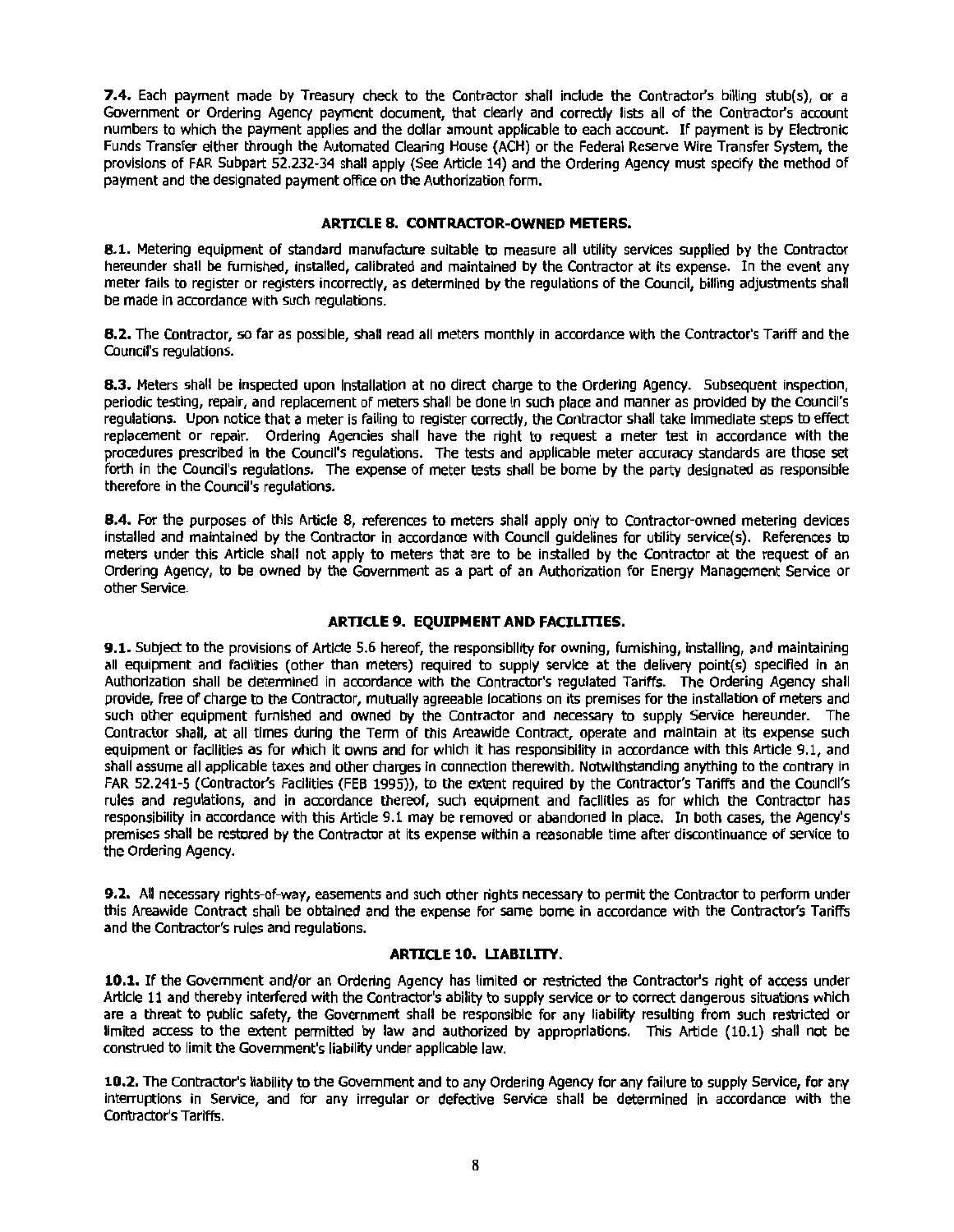**7.4.** Each payment made by Treasury check to the Contractor shall include the Contractor's billing stub(s), or a Government or Ordering Agency payment document, that clearly and correctly lists all of the Contractor's account numbers to which the payment applies and the dollar amount applicable to each account. If payment is by Electronic Funds Transfer either through the Automated Clearing House (ACH) or the Federal Reserve Wire Transfer System, the provisions of FAR Subpart 52.232-34 shall apply (See Article 14) and the Ordering Agency must specify the method of payment and the designated payment office on the Authorization form.

## ARTICLE 8. CONTRACTOR-OWNED METERS.

**8.1.** Metering equipment of standard manufacture suitable to measure all utility services supplied by the Contractor hereunder shall be furnished, installed, calibrated and maintained by the Contractor at its expense. In the event any meter fails to register or registers incorrectly, as determined by the regulations of the Council, billing adjustments shall be made in accordance with such regulations.

**8.2.** The Contractor, so far as possible, shall read all meters monthly in accordance with the Contractor's Tariff and the Council's regulations.

**8.3.** Meters shall be inspected upon installation at no direct charge to the Ordering Agency. Subsequent inspection, periodic testing, repair, and replacement of meters shall be done in such place and manner as provided by the Council's regulations. Upon notice that a meter is failing to register correctly, the Contractor shall take immediate steps to effect replacement or repair. Ordering Agencies shall have the right to request a meter test in accordance with the procedures prescribed in the Council's regulations. The tests and applicable meter accuracy standards are those set forth in the Council's regulations. The expense of meter tests shall be borne by the party designated as responsible therefore in the Council's regulations.

**8.4.** For the purposes of this Article 8, references to meters shall apply only to Contractor-owned metering devices installed and maintained by the Contractor in accordance with Council guidelines for utility service(s). References to meters under this Article shall not apply to meters that are to be installed by the Contractor at the request of an Ordering Agency, to be owned by the Government as a part of an Authorization for Energy Management Service or other Service.

## ARTICLE 9. EQUIPMENT AND FACILITIES.

**9.1.** Subject to the provisions of Article 5.6 hereof, the responsibility for owning, furnishing, installing, and maintaining all equipment and facilities (other than meters) required to supply service at the delivery point(s) specified in an Authorization shall be determined in accordance with the Contractor's regulated Tariffs. The Ordering Agency shall provide, free of charge to the Contractor, mutually agreeable locations on its premises for the installation of meters and such other equipment furnished and owned by the Contractor and necessary to supply Service hereunder. The Contractor shall, at all times during the Term of this Areawide Contract, operate and maintain at its expense such equipment or facilities as for which it owns and for which it has responsibility in accordance with this Article 9.1, and shall assume all applicable taxes and other charges in connection therewith. Notwithstanding anything to the contrary in FAR 52.241-5 (Contractor's Facilities (FEB 1995)), to the extent required by the Contractor's Tariffs and the Council's rules and regulations, and in accordance thereof, such equipment and facilities as for which the Contractor has responsibility in accordance with this Article 9.1 may be removed or abandoned in place. In both cases, the Agency's premises shall be restored by the Contractor at its expense within a reasonable time after discontinuance of service to the Ordering Agency.

**9.2.** All necessary rights-of-way, easements and such other rights necessary to permit the Contractor to perform under this Areawide Contract shall be obtained and the expense for same borne in accordance with the Contractor's Tariffs and the Contractor's rules and regulations.

## ARTICLE 10. LIABILITY.

**10.1.** If the Government and/or an Ordering Agency has limited or restricted the Contractor's right of access under Article 11 and thereby interfered with the Contractor's ability to supply service or to correct dangerous situations which are a threat to public safety, the Government shall be responsible for any liability resulting from such restricted or limited access to the extent permitted by law and authorized by appropriations. This Article (10.1) shall not be construed to limit the Government's liability under applicable law.

**10.2.** The Contractor's liability to the Government and to any Ordering Agency for any failure to supply Service, for any interruptions in Service, and for any irregular or defective Service shall be determined in accordance with the Contractor's Tariffs.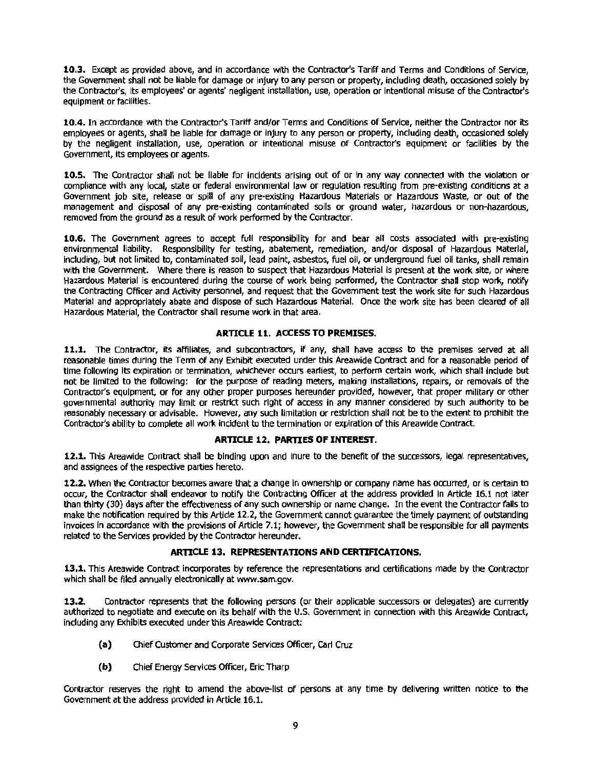**10.3.** Except as provided above, and in accordance with the Contractor's Tariff and Terms and Conditions of Service, the Government shall not be liable for damage or injury to any person or property, including death, occasioned solely by the Contractor's, its employees' or agents' negligent installation, use, operation or intentional misuse of the Contractor's equipment or facilities.

**10.4.** In accordance with the Contractor's Tariff and/or Terms and Conditions of Service, neither the Contractor nor its employees or agents, shall be liable for damage or injury to any person or property, including death, occasioned solely by the negligent installation, use, operation or intentional misuse of Contractor's equipment or facilities by the Government, its employees or agents.

**10.5.** The Contractor shall not be liable for incidents arising out of or in any way connected with the violation or compliance with any local, state or federal environmental law or regulation resulting from pre-existing conditions at a Government job site, release or spill of any pre-existing Hazardous Materials or Hazardous Waste, or out of the management and disposal of any pre-existing contaminated soils or ground water, hazardous or non-hazardous, removed from the ground as a result of work performed by the Contractor.

**10.6.** The Government agrees to accept full responsibility for and bear all costs associated with pre-existing environmental liability. Responsibility for testing, abatement, remediation, and/or disposal of Hazardous Material, including, but not limited to, contaminated soil, lead paint, asbestos, fuel oil, or underground fuel oil tanks, shall remain with the Government. Where there is reason to suspect that Hazardous Material is present at the work site, or where Hazardous Material is encountered during the course of work being performed, the Contractor shall stop work, notify the Contracting Officer and Activity personnel, and request that the Government test the work site for such Hazardous Material and appropriately abate and dispose of such Hazardous Material. Once the work site has been cleared of all Hazardous Material, the Contractor shall resume work in that area.

## ARTICLE 11. ACCESS TO PREMISES.

**11.1.** The Contractor, its affiliates, and subcontractors, if any, shall have access to the premises served at all reasonable times during the Term of any Exhibit executed under this Areawide Contract and for a reasonable period of time following its expiration or termination, whichever occurs earliest, to perform certain work, which shall include but not be limited to the following: for the purpose of reading meters, making installations, repairs, or removals of the Contractor's equipment, or for any other proper purposes hereunder provided, however, that proper military or other governmental authority may limit or restrict such right of access in any manner considered by such authority to be reasonably necessary or advisable. However, any such limitation or restriction shall not be to the extent to prohibit the Contractor's ability to complete all work incident to the termination or expiration of this Areawide Contract.

## ARTICLE 12. PARTIES OF INTEREST.

**12.1.** This Areawide Contract shall be binding upon and inure to the benefit of the successors, legal representatives, and assignees of the respective parties hereto.

**12.2.** When the Contractor becomes aware that a change in ownership or company name has occurred, or is certain to occur, the Contractor shall endeavor to notify the Contracting Officer at the address provided in Article 16.1 not later than thirty (30) days after the effectiveness of any such ownership or name change. In the event the Contractor fails to make the notification required by this Article 12.2, the Government cannot guarantee the timely payment of outstanding invoices in accordance with the provisions of Article 7.1; however, the Government shall be responsible for all payments related to the Services provided by the Contractor hereunder.

## ARTICLE 13. REPRESENTATIONS AND CERTIFICATIONS.

**13.1.** This Areawide Contract incorporates by reference the representations and certifications made by the Contractor which shall be filed annually electronically at www.sam.gov.

**13.2.** Contractor represents that the following persons (or their applicable successors or delegates) are currently authorized to negotiate and execute on its behalf with the U.S. Government in connection with this Areawide Contract, including any Exhibits executed under this Areawide Contract:

**(a)** Chief Customer and Corporate Services Officer, Carl Cruz

**(b)** Chief Energy Services Officer, Eric Tharp

Contractor reserves the right to amend the above-list of persons at any time by delivering written notice to the Government at the address provided in Article 16.1.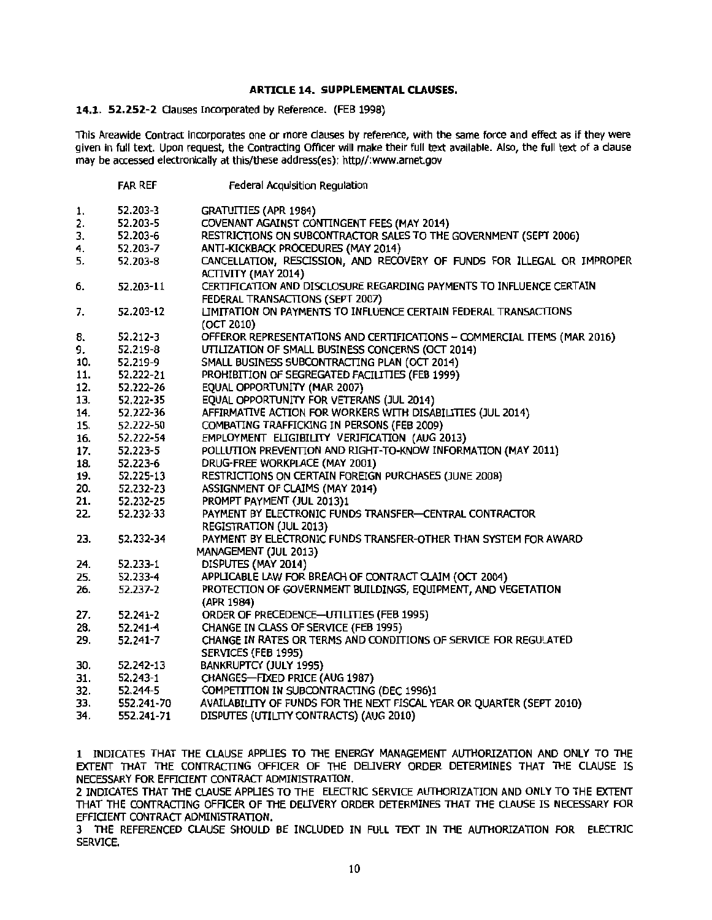## ARTICLE 14. SUPPLEMENTAL CLAUSES.

**14.1. 52.252-2** Clauses Incorporated by Reference. (FEB 1998)

This Areawide Contract incorporates one or more clauses by reference, with the same force and effect as if they were given in full text. Upon request, the Contracting Officer will make their full text available. Also, the full text of a clause may be accessed electronically at this/these address(es): http//:www.arnet.gov

| | FAR REF | Federal Acquisition Regulation |
|---|---|---|
| 1. | 52.203-3 | GRATUITIES (APR 1984) |
| 2. | 52.203-5 | COVENANT AGAINST CONTINGENT FEES (MAY 2014) |
| 3. | 52.203-6 | RESTRICTIONS ON SUBCONTRACTOR SALES TO THE GOVERNMENT (SEPT 2006) |
| 4. | 52.203-7 | ANTI-KICKBACK PROCEDURES (MAY 2014) |
| 5. | 52.203-8 | CANCELLATION, RESCISSION, AND RECOVERY OF FUNDS FOR ILLEGAL OR IMPROPER ACTIVITY (MAY 2014) |
| 6. | 52.203-11 | CERTIFICATION AND DISCLOSURE REGARDING PAYMENTS TO INFLUENCE CERTAIN FEDERAL TRANSACTIONS (SEPT 2007) |
| 7. | 52.203-12 | LIMITATION ON PAYMENTS TO INFLUENCE CERTAIN FEDERAL TRANSACTIONS (OCT 2010) |
| 8. | 52.212-3 | OFFEROR REPRESENTATIONS AND CERTIFICATIONS – COMMERCIAL ITEMS (MAR 2016) |
| 9. | 52.219-8 | UTILIZATION OF SMALL BUSINESS CONCERNS (OCT 2014) |
| 10. | 52.219-9 | SMALL BUSINESS SUBCONTRACTING PLAN (OCT 2014) |
| 11. | 52.222-21 | PROHIBITION OF SEGREGATED FACILITIES (FEB 1999) |
| 12. | 52.222-26 | EQUAL OPPORTUNITY (MAR 2007) |
| 13. | 52.222-35 | EQUAL OPPORTUNITY FOR VETERANS (JUL 2014) |
| 14. | 52.222-36 | AFFIRMATIVE ACTION FOR WORKERS WITH DISABILITIES (JUL 2014) |
| 15. | 52.222-50 | COMBATING TRAFFICKING IN PERSONS (FEB 2009) |
| 16. | 52.222-54 | EMPLOYMENT ELIGIBILITY VERIFICATION (AUG 2013) |
| 17. | 52.223-5 | POLLUTION PREVENTION AND RIGHT-TO-KNOW INFORMATION (MAY 2011) |
| 18. | 52.223-6 | DRUG-FREE WORKPLACE (MAY 2001) |
| 19. | 52.225-13 | RESTRICTIONS ON CERTAIN FOREIGN PURCHASES (JUNE 2008) |
| 20. | 52.232-23 | ASSIGNMENT OF CLAIMS (MAY 2014) |
| 21. | 52.232-25 | PROMPT PAYMENT (JUL 2013)1 |
| 22. | 52.232-33 | PAYMENT BY ELECTRONIC FUNDS TRANSFER—CENTRAL CONTRACTOR REGISTRATION (JUL 2013) |
| 23. | 52.232-34 | PAYMENT BY ELECTRONIC FUNDS TRANSFER-OTHER THAN SYSTEM FOR AWARD MANAGEMENT (JUL 2013) |
| 24. | 52.233-1 | DISPUTES (MAY 2014) |
| 25. | 52.233-4 | APPLICABLE LAW FOR BREACH OF CONTRACT CLAIM (OCT 2004) |
| 26. | 52.237-2 | PROTECTION OF GOVERNMENT BUILDINGS, EQUIPMENT, AND VEGETATION (APR 1984) |
| 27. | 52.241-2 | ORDER OF PRECEDENCE—UTILITIES (FEB 1995) |
| 28. | 52.241-4 | CHANGE IN CLASS OF SERVICE (FEB 1995) |
| 29. | 52.241-7 | CHANGE IN RATES OR TERMS AND CONDITIONS OF SERVICE FOR REGULATED SERVICES (FEB 1995) |
| 30. | 52.242-13 | BANKRUPTCY (JULY 1995) |
| 31. | 52.243-1 | CHANGES—FIXED PRICE (AUG 1987) |
| 32. | 52.244-5 | COMPETITION IN SUBCONTRACTING (DEC 1996)1 |
| 33. | 552.241-70 | AVAILABILITY OF FUNDS FOR THE NEXT FISCAL YEAR OR QUARTER (SEPT 2010) |
| 34. | 552.241-71 | DISPUTES (UTILITY CONTRACTS) (AUG 2010) |

1 INDICATES THAT THE CLAUSE APPLIES TO THE ENERGY MANAGEMENT AUTHORIZATION AND ONLY TO THE EXTENT THAT THE CONTRACTING OFFICER OF THE DELIVERY ORDER DETERMINES THAT THE CLAUSE IS NECESSARY FOR EFFICIENT CONTRACT ADMINISTRATION.

2 INDICATES THAT THE CLAUSE APPLIES TO THE ELECTRIC SERVICE AUTHORIZATION AND ONLY TO THE EXTENT THAT THE CONTRACTING OFFICER OF THE DELIVERY ORDER DETERMINES THAT THE CLAUSE IS NECESSARY FOR EFFICIENT CONTRACT ADMINISTRATION.

3 THE REFERENCED CLAUSE SHOULD BE INCLUDED IN FULL TEXT IN THE AUTHORIZATION FOR ELECTRIC SERVICE.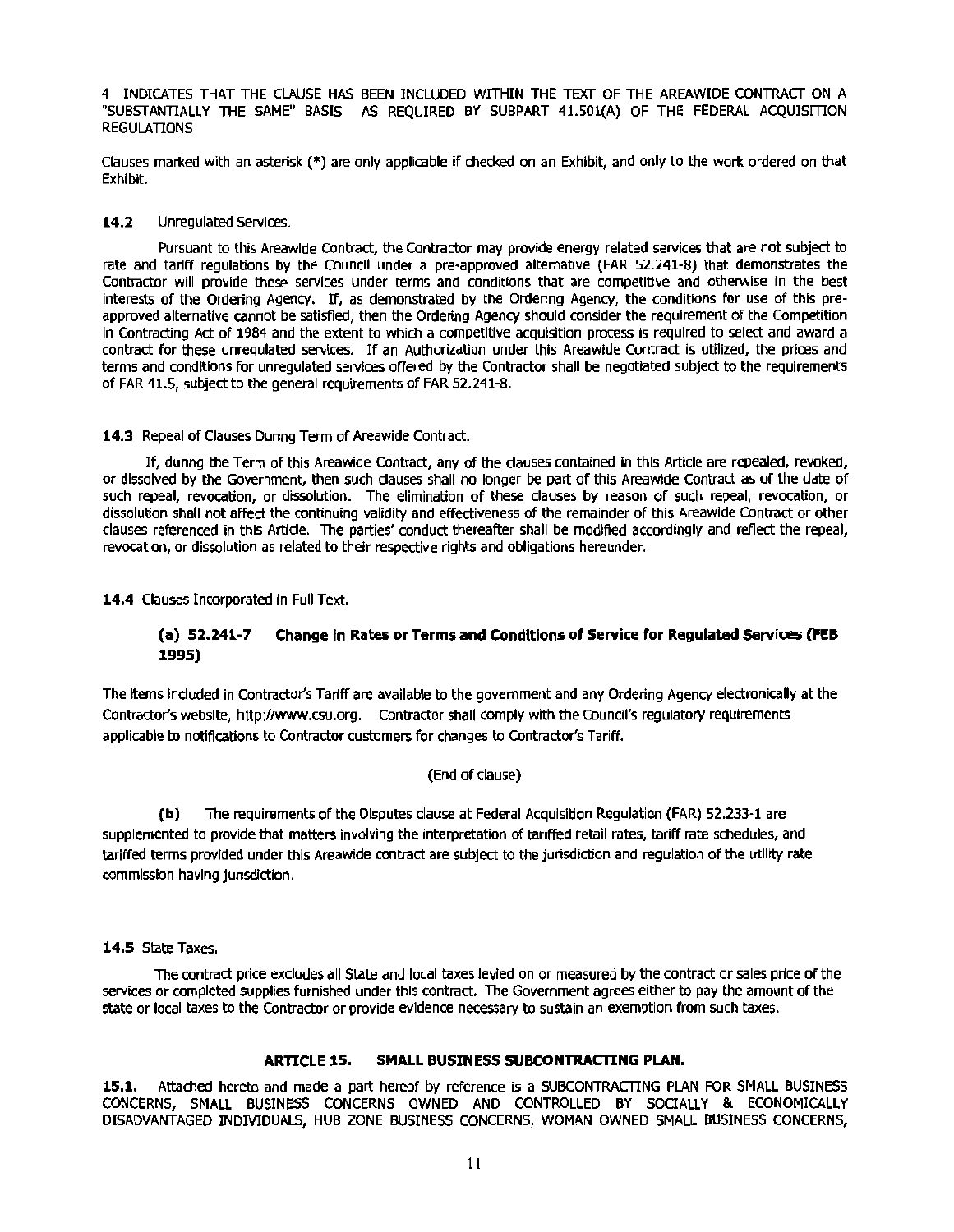4 INDICATES THAT THE CLAUSE HAS BEEN INCLUDED WITHIN THE TEXT OF THE AREAWIDE CONTRACT ON A "SUBSTANTIALLY THE SAME" BASIS AS REQUIRED BY SUBPART 41.501(A) OF THE FEDERAL ACQUISITION REGULATIONS

Clauses marked with an asterisk (*) are only applicable if checked on an Exhibit, and only to the work ordered on that Exhibit.

**14.2** Unregulated Services.

Pursuant to this Areawide Contract, the Contractor may provide energy related services that are not subject to rate and tariff regulations by the Council under a pre-approved alternative (FAR 52.241-8) that demonstrates the Contractor will provide these services under terms and conditions that are competitive and otherwise in the best interests of the Ordering Agency. If, as demonstrated by the Ordering Agency, the conditions for use of this pre-approved alternative cannot be satisfied, then the Ordering Agency should consider the requirement of the Competition in Contracting Act of 1984 and the extent to which a competitive acquisition process is required to select and award a contract for these unregulated services. If an Authorization under this Areawide Contract is utilized, the prices and terms and conditions for unregulated services offered by the Contractor shall be negotiated subject to the requirements of FAR 41.5, subject to the general requirements of FAR 52.241-8.

**14.3** Repeal of Clauses During Term of Areawide Contract.

If, during the Term of this Areawide Contract, any of the clauses contained in this Article are repealed, revoked, or dissolved by the Government, then such clauses shall no longer be part of this Areawide Contract as of the date of such repeal, revocation, or dissolution. The elimination of these clauses by reason of such repeal, revocation, or dissolution shall not affect the continuing validity and effectiveness of the remainder of this Areawide Contract or other clauses referenced in this Article. The parties' conduct thereafter shall be modified accordingly and reflect the repeal, revocation, or dissolution as related to their respective rights and obligations hereunder.

**14.4** Clauses Incorporated in Full Text.

**(a) 52.241-7 Change in Rates or Terms and Conditions of Service for Regulated Services (FEB 1995)**

The items included in Contractor's Tariff are available to the government and any Ordering Agency electronically at the Contractor's website, http://www.csu.org. Contractor shall comply with the Council's regulatory requirements applicable to notifications to Contractor customers for changes to Contractor's Tariff.

(End of clause)

**(b)** The requirements of the Disputes clause at Federal Acquisition Regulation (FAR) 52.233-1 are supplemented to provide that matters involving the interpretation of tariffed retail rates, tariff rate schedules, and tariffed terms provided under this Areawide contract are subject to the jurisdiction and regulation of the utility rate commission having jurisdiction.

**14.5** State Taxes.

The contract price excludes all State and local taxes levied on or measured by the contract or sales price of the services or completed supplies furnished under this contract. The Government agrees either to pay the amount of the state or local taxes to the Contractor or provide evidence necessary to sustain an exemption from such taxes.

## ARTICLE 15. SMALL BUSINESS SUBCONTRACTING PLAN.

**15.1.** Attached hereto and made a part hereof by reference is a SUBCONTRACTING PLAN FOR SMALL BUSINESS CONCERNS, SMALL BUSINESS CONCERNS OWNED AND CONTROLLED BY SOCIALLY & ECONOMICALLY DISADVANTAGED INDIVIDUALS, HUB ZONE BUSINESS CONCERNS, WOMAN OWNED SMALL BUSINESS CONCERNS,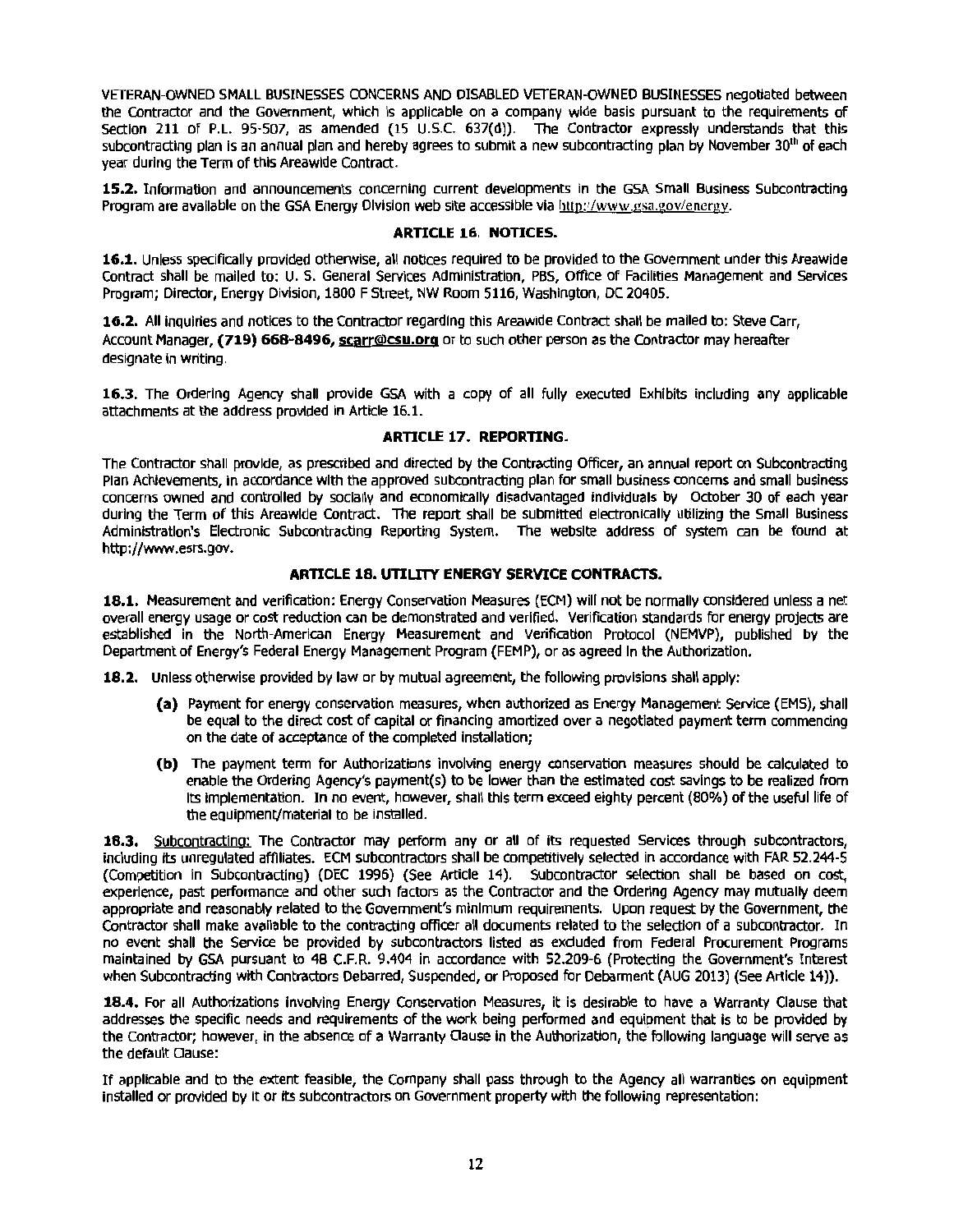VETERAN-OWNED SMALL BUSINESSES CONCERNS AND DISABLED VETERAN-OWNED BUSINESSES negotiated between the Contractor and the Government, which is applicable on a company wide basis pursuant to the requirements of Section 211 of P.L. 95-507, as amended (15 U.S.C. 637(d)). The Contractor expressly understands that this subcontracting plan is an annual plan and hereby agrees to submit a new subcontracting plan by November 30th of each year during the Term of this Areawide Contract.

**15.2.** Information and announcements concerning current developments in the GSA Small Business Subcontracting Program are available on the GSA Energy Division web site accessible via http://www.gsa.gov/energy.

### ARTICLE 16. NOTICES.

**16.1.** Unless specifically provided otherwise, all notices required to be provided to the Government under this Areawide Contract shall be mailed to: U. S. General Services Administration, PBS, Office of Facilities Management and Services Program; Director, Energy Division, 1800 F Street, NW Room 5116, Washington, DC 20405.

**16.2.** All inquiries and notices to the Contractor regarding this Areawide Contract shall be mailed to: Steve Carr, Account Manager, **(719) 668-8496, scarr@csu.org** or to such other person as the Contractor may hereafter designate in writing.

**16.3.** The Ordering Agency shall provide GSA with a copy of all fully executed Exhibits including any applicable attachments at the address provided in Article 16.1.

### ARTICLE 17. REPORTING.

The Contractor shall provide, as prescribed and directed by the Contracting Officer, an annual report on Subcontracting Plan Achievements, in accordance with the approved subcontracting plan for small business concerns and small business concerns owned and controlled by socially and economically disadvantaged individuals by October 30 of each year during the Term of this Areawide Contract. The report shall be submitted electronically utilizing the Small Business Administration's Electronic Subcontracting Reporting System. The website address of system can be found at http://www.esrs.gov.

### ARTICLE 18. UTILITY ENERGY SERVICE CONTRACTS.

**18.1.** Measurement and verification: Energy Conservation Measures (ECM) will not be normally considered unless a net overall energy usage or cost reduction can be demonstrated and verified. Verification standards for energy projects are established in the North-American Energy Measurement and Verification Protocol (NEMVP), published by the Department of Energy's Federal Energy Management Program (FEMP), or as agreed in the Authorization.

**18.2.** Unless otherwise provided by law or by mutual agreement, the following provisions shall apply:

- **(a)** Payment for energy conservation measures, when authorized as Energy Management Service (EMS), shall be equal to the direct cost of capital or financing amortized over a negotiated payment term commencing on the date of acceptance of the completed installation;
- **(b)** The payment term for Authorizations involving energy conservation measures should be calculated to enable the Ordering Agency's payment(s) to be lower than the estimated cost savings to be realized from its implementation. In no event, however, shall this term exceed eighty percent (80%) of the useful life of the equipment/material to be installed.

**18.3.** Subcontracting: The Contractor may perform any or all of its requested Services through subcontractors, including its unregulated affiliates. ECM subcontractors shall be competitively selected in accordance with FAR 52.244-5 (Competition in Subcontracting) (DEC 1996) (See Article 14). Subcontractor selection shall be based on cost, experience, past performance and other such factors as the Contractor and the Ordering Agency may mutually deem appropriate and reasonably related to the Government's minimum requirements. Upon request by the Government, the Contractor shall make available to the contracting officer all documents related to the selection of a subcontractor. In no event shall the Service be provided by subcontractors listed as excluded from Federal Procurement Programs maintained by GSA pursuant to 48 C.F.R. 9.404 in accordance with 52.209-6 (Protecting the Government's Interest when Subcontracting with Contractors Debarred, Suspended, or Proposed for Debarment (AUG 2013) (See Article 14)).

**18.4.** For all Authorizations involving Energy Conservation Measures, it is desirable to have a Warranty Clause that addresses the specific needs and requirements of the work being performed and equipment that is to be provided by the Contractor; however, in the absence of a Warranty Clause in the Authorization, the following language will serve as the default Clause:

If applicable and to the extent feasible, the Company shall pass through to the Agency all warranties on equipment installed or provided by it or its subcontractors on Government property with the following representation: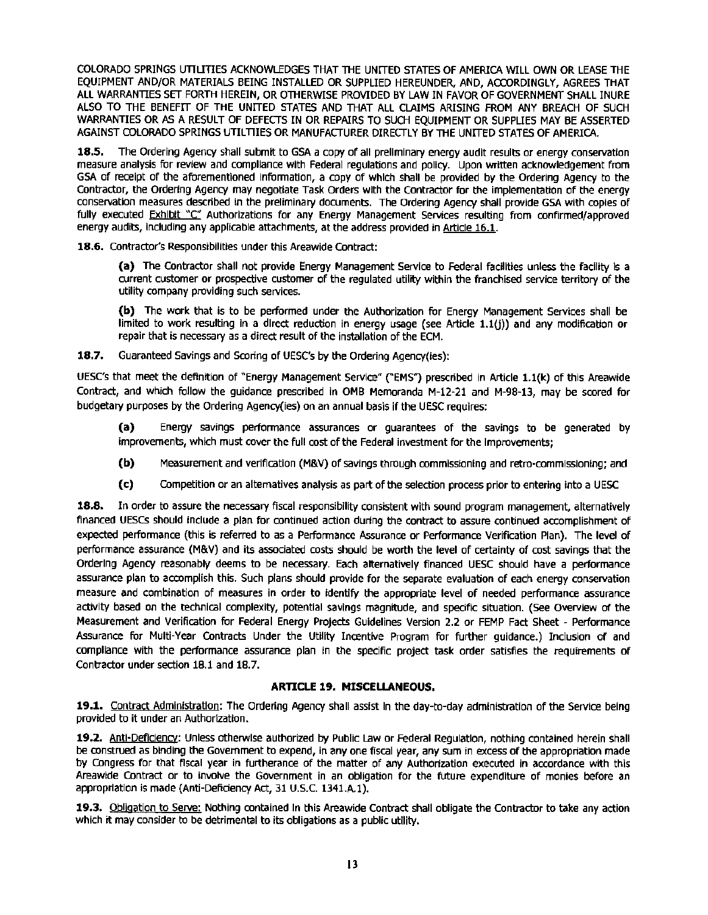COLORADO SPRINGS UTILITIES ACKNOWLEDGES THAT THE UNITED STATES OF AMERICA WILL OWN OR LEASE THE EQUIPMENT AND/OR MATERIALS BEING INSTALLED OR SUPPLIED HEREUNDER, AND, ACCORDINGLY, AGREES THAT ALL WARRANTIES SET FORTH HEREIN, OR OTHERWISE PROVIDED BY LAW IN FAVOR OF GOVERNMENT SHALL INURE ALSO TO THE BENEFIT OF THE UNITED STATES AND THAT ALL CLAIMS ARISING FROM ANY BREACH OF SUCH WARRANTIES OR AS A RESULT OF DEFECTS IN OR REPAIRS TO SUCH EQUIPMENT OR SUPPLIES MAY BE ASSERTED AGAINST COLORADO SPRINGS UTILTIES OR MANUFACTURER DIRECTLY BY THE UNITED STATES OF AMERICA.

**18.5.** The Ordering Agency shall submit to GSA a copy of all preliminary energy audit results or energy conservation measure analysis for review and compliance with Federal regulations and policy. Upon written acknowledgement from GSA of receipt of the aforementioned information, a copy of which shall be provided by the Ordering Agency to the Contractor, the Ordering Agency may negotiate Task Orders with the Contractor for the implementation of the energy conservation measures described in the preliminary documents. The Ordering Agency shall provide GSA with copies of fully executed Exhibit "C" Authorizations for any Energy Management Services resulting from confirmed/approved energy audits, including any applicable attachments, at the address provided in Article 16.1.

**18.6.** Contractor's Responsibilities under this Areawide Contract:

**(a)** The Contractor shall not provide Energy Management Service to Federal facilities unless the facility is a current customer or prospective customer of the regulated utility within the franchised service territory of the utility company providing such services.

**(b)** The work that is to be performed under the Authorization for Energy Management Services shall be limited to work resulting in a direct reduction in energy usage (see Article 1.1(j)) and any modification or repair that is necessary as a direct result of the installation of the ECM.

**18.7.** Guaranteed Savings and Scoring of UESC's by the Ordering Agency(ies):

UESC's that meet the definition of "Energy Management Service" ("EMS") prescribed in Article 1.1(k) of this Areawide Contract, and which follow the guidance prescribed in OMB Memoranda M-12-21 and M-98-13, may be scored for budgetary purposes by the Ordering Agency(ies) on an annual basis if the UESC requires:

**(a)** Energy savings performance assurances or guarantees of the savings to be generated by improvements, which must cover the full cost of the Federal investment for the improvements;

**(b)** Measurement and verification (M&V) of savings through commissioning and retro-commissioning; and

**(c)** Competition or an alternatives analysis as part of the selection process prior to entering into a UESC

**18.8.** In order to assure the necessary fiscal responsibility consistent with sound program management, alternatively financed UESCs should include a plan for continued action during the contract to assure continued accomplishment of expected performance (this is referred to as a Performance Assurance or Performance Verification Plan). The level of performance assurance (M&V) and its associated costs should be worth the level of certainty of cost savings that the Ordering Agency reasonably deems to be necessary. Each alternatively financed UESC should have a performance assurance plan to accomplish this. Such plans should provide for the separate evaluation of each energy conservation measure and combination of measures in order to identify the appropriate level of needed performance assurance activity based on the technical complexity, potential savings magnitude, and specific situation. (See Overview of the Measurement and Verification for Federal Energy Projects Guidelines Version 2.2 or FEMP Fact Sheet - Performance Assurance for Multi-Year Contracts Under the Utility Incentive Program for further guidance.) Inclusion of and compliance with the performance assurance plan in the specific project task order satisfies the requirements of Contractor under section 18.1 and 18.7.

## ARTICLE 19. MISCELLANEOUS.

**19.1.** Contract Administration: The Ordering Agency shall assist in the day-to-day administration of the Service being provided to it under an Authorization.

**19.2.** Anti-Deficiency: Unless otherwise authorized by Public Law or Federal Regulation, nothing contained herein shall be construed as binding the Government to expend, in any one fiscal year, any sum in excess of the appropriation made by Congress for that fiscal year in furtherance of the matter of any Authorization executed in accordance with this Areawide Contract or to involve the Government in an obligation for the future expenditure of monies before an appropriation is made (Anti-Deficiency Act, 31 U.S.C. 1341.A.1).

**19.3.** Obligation to Serve: Nothing contained in this Areawide Contract shall obligate the Contractor to take any action which it may consider to be detrimental to its obligations as a public utility.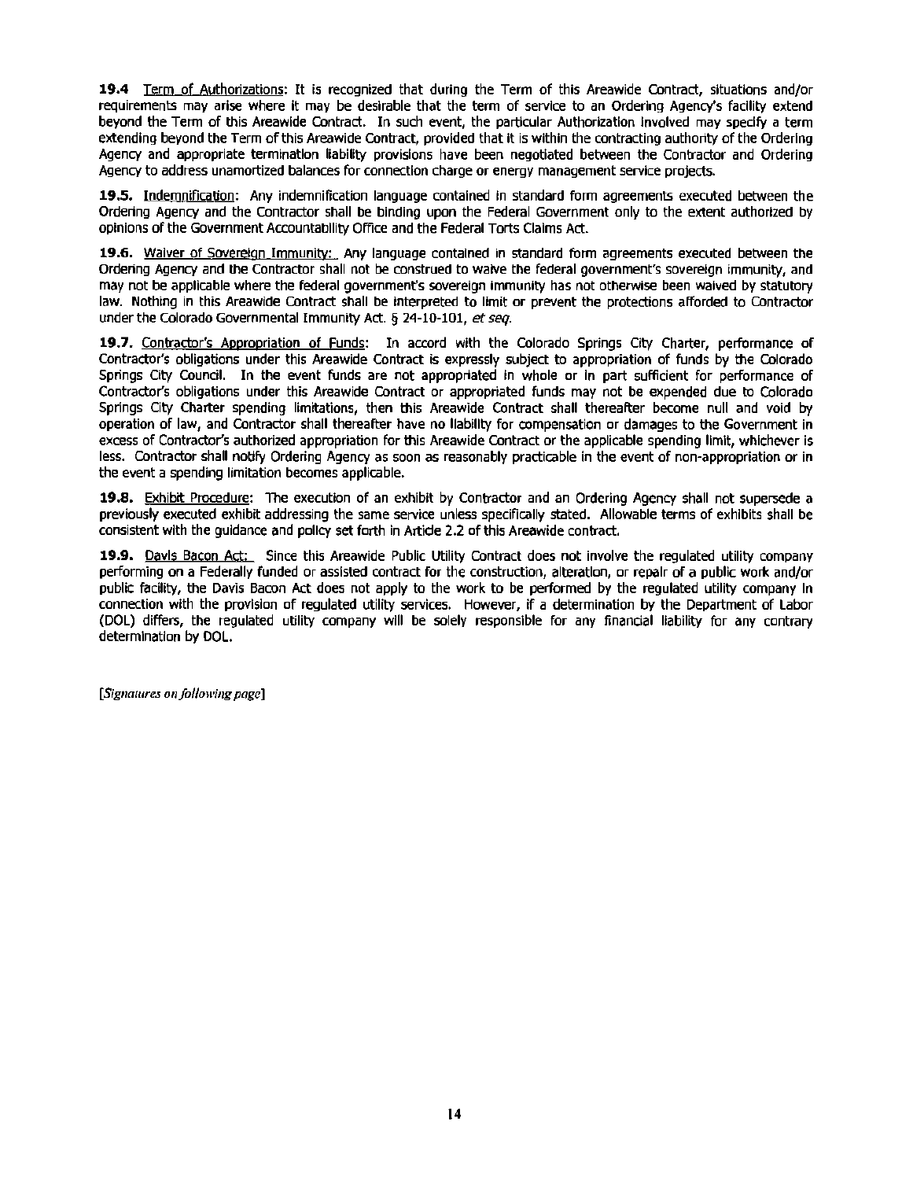**19.4** Term of Authorizations: It is recognized that during the Term of this Areawide Contract, situations and/or requirements may arise where it may be desirable that the term of service to an Ordering Agency's facility extend beyond the Term of this Areawide Contract. In such event, the particular Authorization involved may specify a term extending beyond the Term of this Areawide Contract, provided that it is within the contracting authority of the Ordering Agency and appropriate termination liability provisions have been negotiated between the Contractor and Ordering Agency to address unamortized balances for connection charge or energy management service projects.

**19.5.** Indemnification: Any indemnification language contained in standard form agreements executed between the Ordering Agency and the Contractor shall be binding upon the Federal Government only to the extent authorized by opinions of the Government Accountability Office and the Federal Torts Claims Act.

**19.6.** Waiver of Sovereign Immunity: Any language contained in standard form agreements executed between the Ordering Agency and the Contractor shall not be construed to waive the federal government's sovereign immunity, and may not be applicable where the federal government's sovereign immunity has not otherwise been waived by statutory law. Nothing in this Areawide Contract shall be interpreted to limit or prevent the protections afforded to Contractor under the Colorado Governmental Immunity Act. § 24-10-101, *et seq.*

**19.7.** Contractor's Appropriation of Funds: In accord with the Colorado Springs City Charter, performance of Contractor's obligations under this Areawide Contract is expressly subject to appropriation of funds by the Colorado Springs City Council. In the event funds are not appropriated in whole or in part sufficient for performance of Contractor's obligations under this Areawide Contract or appropriated funds may not be expended due to Colorado Springs City Charter spending limitations, then this Areawide Contract shall thereafter become null and void by operation of law, and Contractor shall thereafter have no liability for compensation or damages to the Government in excess of Contractor's authorized appropriation for this Areawide Contract or the applicable spending limit, whichever is less. Contractor shall notify Ordering Agency as soon as reasonably practicable in the event of non-appropriation or in the event a spending limitation becomes applicable.

**19.8.** Exhibit Procedure: The execution of an exhibit by Contractor and an Ordering Agency shall not supersede a previously executed exhibit addressing the same service unless specifically stated. Allowable terms of exhibits shall be consistent with the guidance and policy set forth in Article 2.2 of this Areawide contract.

**19.9.** Davis Bacon Act: Since this Areawide Public Utility Contract does not involve the regulated utility company performing on a Federally funded or assisted contract for the construction, alteration, or repair of a public work and/or public facility, the Davis Bacon Act does not apply to the work to be performed by the regulated utility company in connection with the provision of regulated utility services. However, if a determination by the Department of Labor (DOL) differs, the regulated utility company will be solely responsible for any financial liability for any contrary determination by DOL.

[*Signatures on following page*]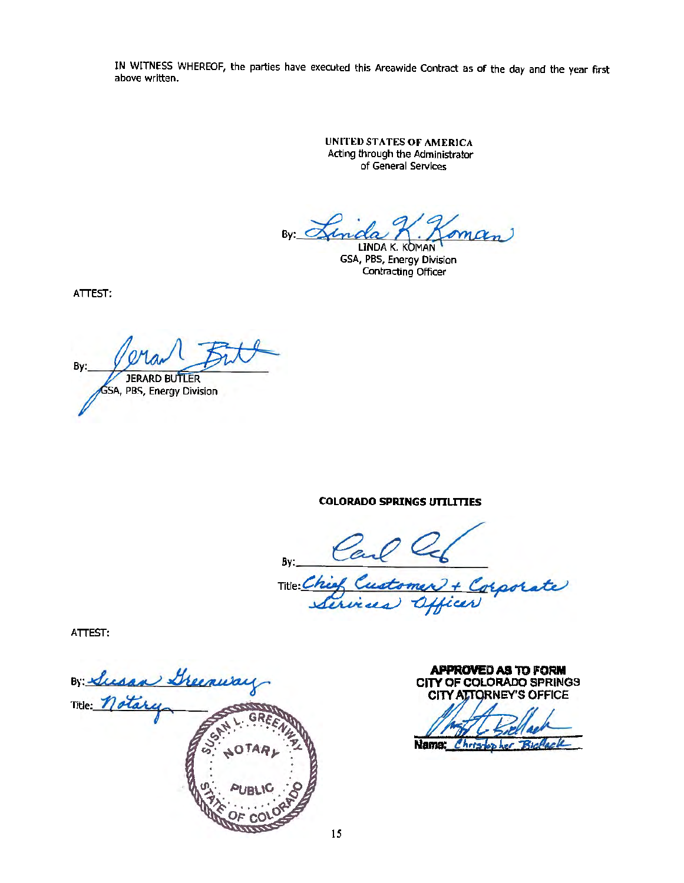IN WITNESS WHEREOF, the parties have executed this Areawide Contract as of the day and the year first above written.

**UNITED STATES OF AMERICA**
Acting through the Administrator
of General Services

By: *Linda K. Koman*
LINDA K. KOMAN
GSA, PBS, Energy Division
Contracting Officer

ATTEST:

By: *Jerard Butler*
JERARD BUTLER
GSA, PBS, Energy Division

**COLORADO SPRINGS UTILITIES**

By: *[signature]*

Title: *Chief Customer + Corporate Services Officer*

ATTEST:

By: *Susan Greenway*

Title: *Notary*

SUSAN L. GREENWAY
NOTARY PUBLIC
STATE OF COLORADO

**APPROVED AS TO FORM**
**CITY OF COLORADO SPRINGS**
**CITY ATTORNEY'S OFFICE**

*[signature]*

**Name:** *Christopher Bielhack*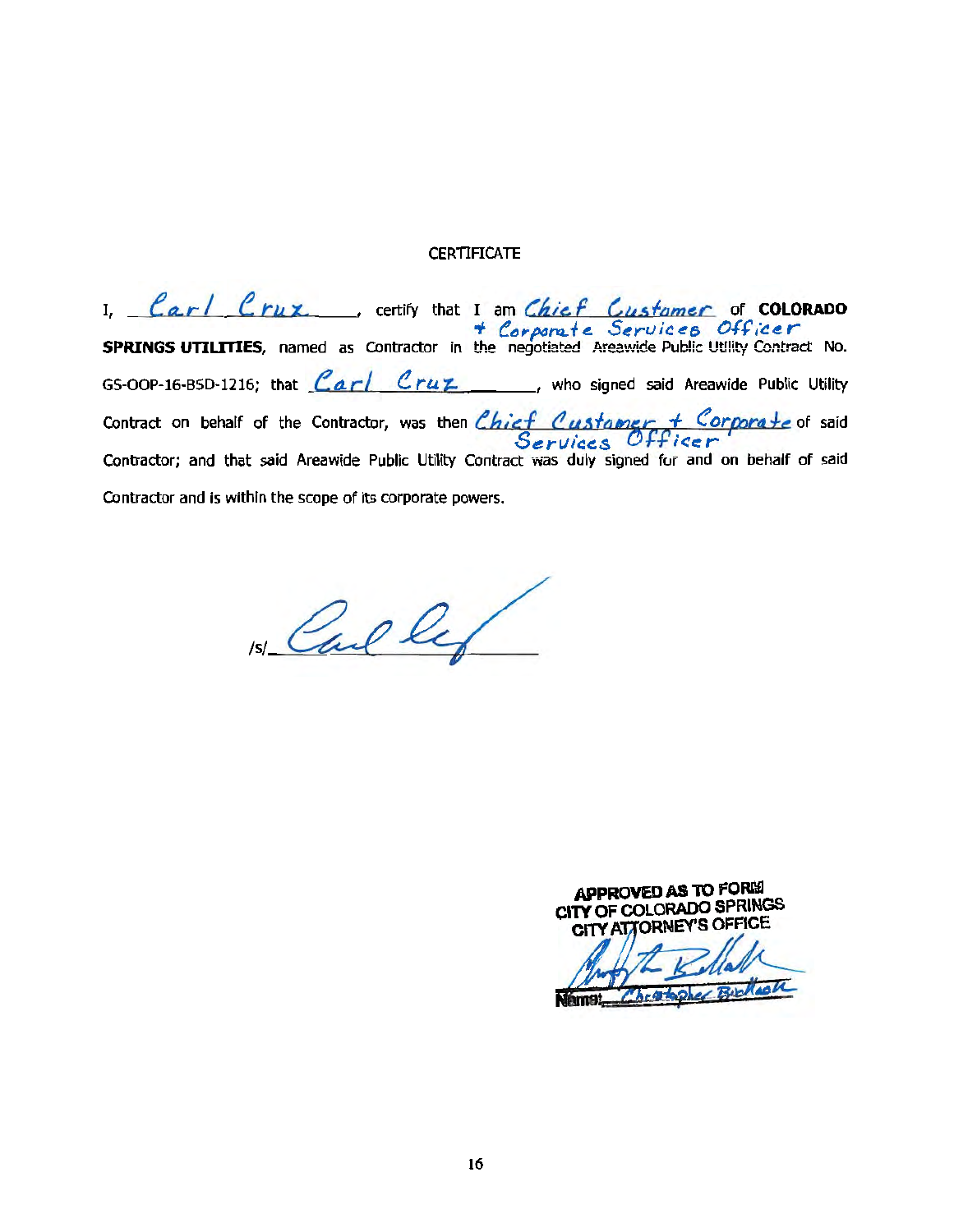CERTIFICATE

I, Carl Cruz, certify that I am Chief Customer + Corporate Services Officer of **COLORADO SPRINGS UTILITIES**, named as Contractor in the negotiated Areawide Public Utility Contract No. GS-OOP-16-BSD-1216; that Carl Cruz, who signed said Areawide Public Utility Contract on behalf of the Contractor, was then Chief Customer + Corporate Services Officer of said Contractor; and that said Areawide Public Utility Contract was duly signed for and on behalf of said Contractor and is within the scope of its corporate powers.

/s/ [signature]

**APPROVED AS TO FORM**
**CITY OF COLORADO SPRINGS**
**CITY ATTORNEY'S OFFICE**

[signature]

Name: Christopher Bidlack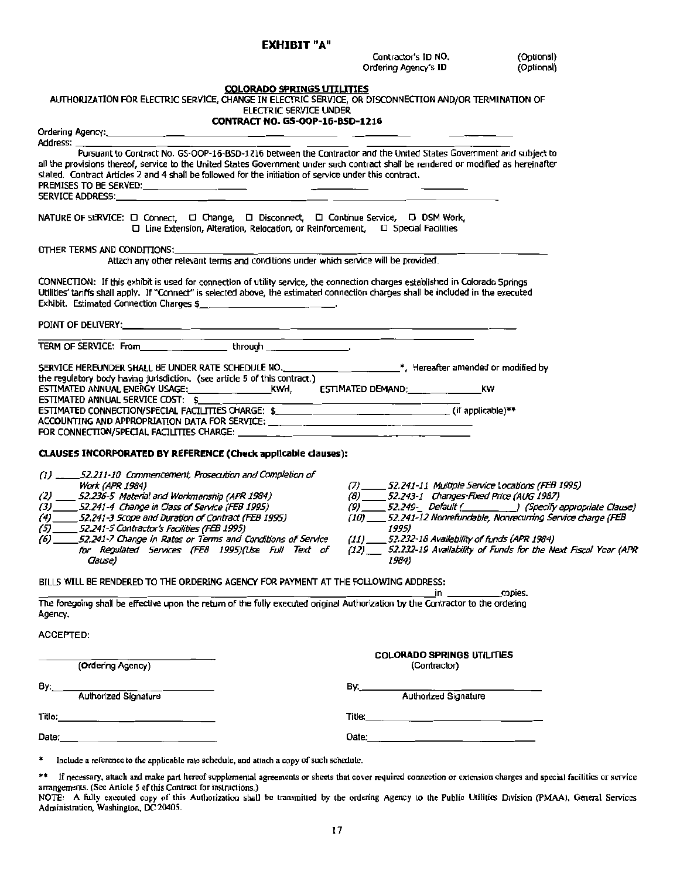# EXHIBIT "A"

Contractor's ID NO. (Optional)
Ordering Agency's ID (Optional)

**COLORADO SPRINGS UTILITIES**

AUTHORIZATION FOR ELECTRIC SERVICE, CHANGE IN ELECTRIC SERVICE, OR DISCONNECTION AND/OR TERMINATION OF ELECTRIC SERVICE UNDER

**CONTRACT NO. GS-OOP-16-BSD-1216**

Ordering Agency:\_\_\_\_\_\_\_\_\_\_\_\_\_\_\_\_\_\_\_\_\_\_\_\_\_\_\_\_\_\_\_\_\_\_\_\_\_\_\_\_\_\_\_\_
Address: \_\_\_\_\_\_\_\_\_\_\_\_\_\_\_\_\_\_\_\_\_\_\_\_\_\_\_\_\_\_\_\_\_\_\_\_\_\_\_\_\_\_\_\_

Pursuant to Contract No. GS-OOP-16-BSD-1216 between the Contractor and the United States Government and subject to all the provisions thereof, service to the United States Government under such contract shall be rendered or modified as hereinafter stated. Contract Articles 2 and 4 shall be followed for the initiation of service under this contract.

PREMISES TO BE SERVED:\_\_\_\_\_\_\_\_\_\_\_\_\_\_\_\_\_\_\_\_\_\_\_\_
SERVICE ADDRESS:\_\_\_\_\_\_\_\_\_\_\_\_\_\_\_\_\_\_\_\_\_\_\_\_\_\_\_\_\_\_

NATURE OF SERVICE: ☐ Connect, ☐ Change, ☐ Disconnect, ☐ Continue Service, ☐ DSM Work, ☐ Line Extension, Alteration, Relocation, or Reinforcement, ☐ Special Facilities

OTHER TERMS AND CONDITIONS:\_\_\_\_\_\_\_\_\_\_\_\_\_\_\_\_\_\_\_\_\_\_\_\_\_\_\_\_\_\_
Attach any other relevant terms and conditions under which service will be provided.

CONNECTION: If this exhibit is used for connection of utility service, the connection charges established in Colorado Springs Utilities' tariffs shall apply. If "Connect" is selected above, the estimated connection charges shall be included in the executed Exhibit. Estimated Connection Charges $\_\_\_\_\_\_\_\_\_\_\_\_\_\_\_\_\_\_\_\_\_\_.

POINT OF DELIVERY:\_\_\_\_\_\_\_\_\_\_\_\_\_\_\_\_\_\_\_\_\_\_\_\_\_\_\_\_\_\_\_\_\_\_\_\_\_\_\_\_

TERM OF SERVICE: From\_\_\_\_\_\_\_\_\_\_\_\_\_\_\_\_ through \_\_\_\_\_\_\_\_\_\_\_\_\_\_\_\_.

SERVICE HEREUNDER SHALL BE UNDER RATE SCHEDULE NO.\_\_\_\_\_\_\_\_\_\_\_\_\_\_\_\_\_\_\_\_*, Hereafter amended or modified by the regulatory body having jurisdiction. (see article 5 of this contract.)
ESTIMATED ANNUAL ENERGY USAGE:\_\_\_\_\_\_\_\_\_\_\_\_\_\_\_KWH, ESTIMATED DEMAND:\_\_\_\_\_\_\_\_\_\_\_\_\_\_KW
ESTIMATED ANNUAL SERVICE COST: $\_\_\_\_\_\_\_\_\_\_\_\_\_\_\_\_\_\_\_\_\_\_\_\_\_\_\_\_
ESTIMATED CONNECTION/SPECIAL FACILITIES CHARGE: $\_\_\_\_\_\_\_\_\_\_\_\_\_\_\_\_\_\_\_\_\_\_\_\_\_\_\_\_ (if applicable)**
ACCOUNTING AND APPROPRIATION DATA FOR SERVICE: \_\_\_\_\_\_\_\_\_\_\_\_\_\_\_\_\_\_\_\_\_\_\_\_\_\_\_\_
FOR CONNECTION/SPECIAL FACILITIES CHARGE: \_\_\_\_\_\_\_\_\_\_\_\_\_\_\_\_\_\_\_\_\_\_\_\_\_\_\_\_

**CLAUSES INCORPORATED BY REFERENCE (Check applicable clauses):**

*(1) \_\_\_\_\_52.211-10 Commencement, Prosecution and Completion of Work (APR 1984)*
*(2) \_\_\_\_\_52.236-5 Material and Workmanship (APR 1984)*
*(3) \_\_\_\_\_52.241-4 Change in Class of Service (FEB 1995)*
*(4) \_\_\_\_\_52.241-3 Scope and Duration of Contract (FEB 1995)*
*(5) \_\_\_\_\_52.241-5 Contractor's Facilities (FEB 1995)*
*(6) \_\_\_\_\_52.241-7 Change in Rates or Terms and Conditions of Service for Regulated Services (FEB 1995)(Use Full Text of Clause)*
*(7) \_\_\_\_\_52.241-11 Multiple Service Locations (FEB 1995)*
*(8) \_\_\_\_\_52.243-1 Changes-Fixed Price (AUG 1987)*
*(9) \_\_\_\_\_52.249-\_ Default (\_\_\_\_\_\_\_\_\_\_) (Specify appropriate Clause)*
*(10) \_\_\_\_\_52.241-12 Nonrefundable, Nonrecurring Service charge (FEB 1995)*
*(11) \_\_\_\_\_52.232-18 Availability of funds (APR 1984)*
*(12) \_\_\_\_\_52.232-19 Availability of Funds for the Next Fiscal Year (APR 1984)*

BILLS WILL BE RENDERED TO THE ORDERING AGENCY FOR PAYMENT AT THE FOLLOWING ADDRESS:
\_\_\_\_\_\_\_\_\_\_\_\_\_\_\_\_\_\_\_\_\_\_\_\_\_\_\_\_\_\_\_\_\_\_\_\_\_\_\_\_ in \_\_\_\_\_\_\_\_\_\_\_copies.

The foregoing shall be effective upon the return of the fully executed original Authorization by the Contractor to the ordering Agency.

ACCEPTED:

| | |
|---|---|
| \_\_\_\_\_\_\_\_\_\_\_\_\_\_\_\_\_\_\_\_ (Ordering Agency) | **COLORADO SPRINGS UTILITIES** (Contractor) |
| By:\_\_\_\_\_\_\_\_\_\_\_\_\_\_\_\_\_\_\_\_ Authorized Signature | By:\_\_\_\_\_\_\_\_\_\_\_\_\_\_\_\_\_\_\_\_ Authorized Signature |
| Title:\_\_\_\_\_\_\_\_\_\_\_\_\_\_\_\_\_\_\_\_ | Title:\_\_\_\_\_\_\_\_\_\_\_\_\_\_\_\_\_\_\_\_ |
| Date:\_\_\_\_\_\_\_\_\_\_\_\_\_\_\_\_\_\_\_\_ | Date:\_\_\_\_\_\_\_\_\_\_\_\_\_\_\_\_\_\_\_\_ |

\* Include a reference to the applicable rate schedule, and attach a copy of such schedule.

\*\* If necessary, attach and make part hereof supplemental agreements or sheets that cover required connection or extension charges and special facilities or service arrangements. (See Article 5 of this Contract for instructions.)

NOTE: A fully executed copy of this Authorization shall be transmitted by the ordering Agency to the Public Utilities Division (PMAA), General Services Administration, Washington, DC 20405.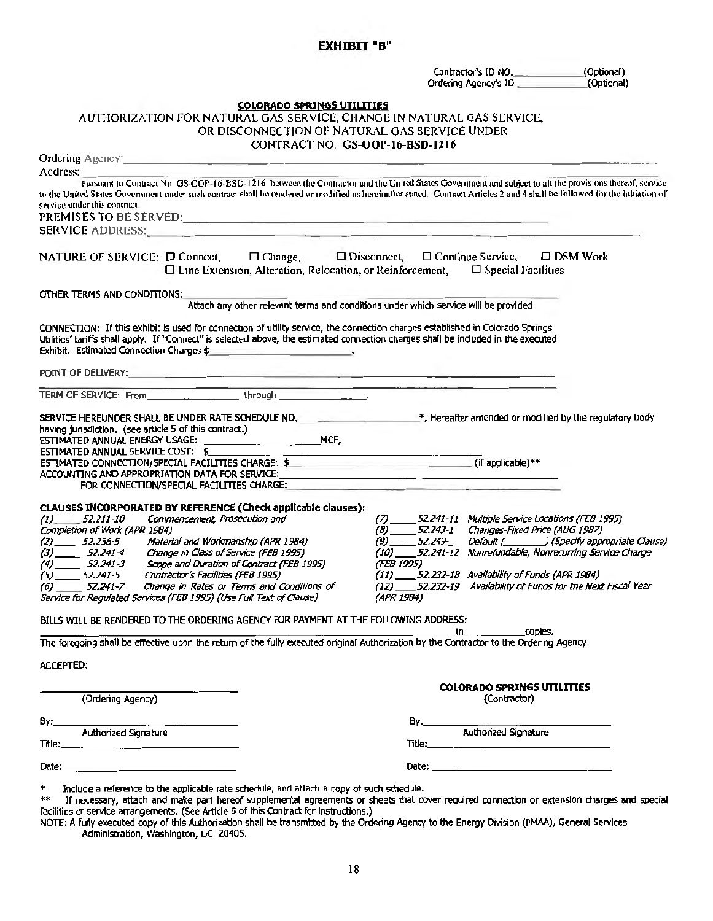# EXHIBIT "B"

Contractor's ID NO.____________(Optional)
Ordering Agency's ID ____________(Optional)

**COLORADO SPRINGS UTILITIES**

AUTHORIZATION FOR NATURAL GAS SERVICE, CHANGE IN NATURAL GAS SERVICE, OR DISCONNECTION OF NATURAL GAS SERVICE UNDER CONTRACT NO. **GS-OOP-16-BSD-1216**

Ordering Agency:________________________________________________

Address:________________________________________________

Pursuant to Contract No GS-OOP-16-BSD-1216 between the Contractor and the United States Government and subject to all the provisions thereof, service to the United States Government under such contract shall be rendered or modified as hereinafter stated. Contract Articles 2 and 4 shall be followed for the initiation of service under this contract

PREMISES TO BE SERVED:________________________________________________

SERVICE ADDRESS:________________________________________________

NATURE OF SERVICE: ☐ Connect, ☐ Change, ☐ Disconnect, ☐ Continue Service, ☐ DSM Work
☐ Line Extension, Alteration, Relocation, or Reinforcement, ☐ Special Facilities

OTHER TERMS AND CONDITIONS:________________________________________________
Attach any other relevant terms and conditions under which service will be provided.

CONNECTION: If this exhibit is used for connection of utility service, the connection charges established in Colorado Springs Utilities' tariffs shall apply. If "Connect" is selected above, the estimated connection charges shall be included in the executed Exhibit. Estimated Connection Charges $________________________.

POINT OF DELIVERY:________________________________________________

TERM OF SERVICE: From________________ through ________________.

SERVICE HEREUNDER SHALL BE UNDER RATE SCHEDULE NO.____________________*, Hereafter amended or modified by the regulatory body having jurisdiction. (see article 5 of this contract.)

ESTIMATED ANNUAL ENERGY USAGE: ____________________MCF,

ESTIMATED ANNUAL SERVICE COST: $________________________

ESTIMATED CONNECTION/SPECIAL FACILITIES CHARGE: $________________________ (if applicable)**

ACCOUNTING AND APPROPRIATION DATA FOR SERVICE:________________________________

FOR CONNECTION/SPECIAL FACILITIES CHARGE:________________________________

**CLAUSES INCORPORATED BY REFERENCE (Check applicable clauses):**

*(1)_____ 52.211-10 Commencement, Prosecution and Completion of Work (APR 1984)*
*(2)_____ 52.236-5 Material and Workmanship (APR 1984)*
*(3)_____ 52.241-4 Change in Class of Service (FEB 1995)*
*(4)_____ 52.241-3 Scope and Duration of Contract (FEB 1995)*
*(5)_____ 52.241-5 Contractor's Facilities (FEB 1995)*
*(6)_____ 52.241-7 Change in Rates or Terms and Conditions of Service for Regulated Services (FEB 1995) (Use Full Text of Clause)*
*(7)_____ 52.241-11 Multiple Service Locations (FEB 1995)*
*(8)_____ 52.243-1 Changes-Fixed Price (AUG 1987)*
*(9)_____ 52.249-_ Default (________) (Specify appropriate Clause)*
*(10)_____ 52.241-12 Nonrefundable, Nonrecurring Service Charge (FEB 1995)*
*(11)_____ 52.232-18 Availability of Funds (APR 1984)*
*(12)_____ 52.232-19 Availability of Funds for the Next Fiscal Year (APR 1984)*

BILLS WILL BE RENDERED TO THE ORDERING AGENCY FOR PAYMENT AT THE FOLLOWING ADDRESS:

________________________________________________ in ________copies.

The foregoing shall be effective upon the return of the fully executed original Authorization by the Contractor to the Ordering Agency.

ACCEPTED:

| | |
|---|---|
| ______________________ (Ordering Agency) | **COLORADO SPRINGS UTILITIES** (Contractor) |
| By:______________________ Authorized Signature | By:______________________ Authorized Signature |
| Title:______________________ | Title:______________________ |
| Date:______________________ | Date:______________________ |

\* Include a reference to the applicable rate schedule, and attach a copy of such schedule.

\*\* If necessary, attach and make part hereof supplemental agreements or sheets that cover required connection or extension charges and special facilities or service arrangements. (See Article 5 of this Contract for instructions.)

NOTE: A fully executed copy of this Authorization shall be transmitted by the Ordering Agency to the Energy Division (PMAA), General Services Administration, Washington, DC 20405.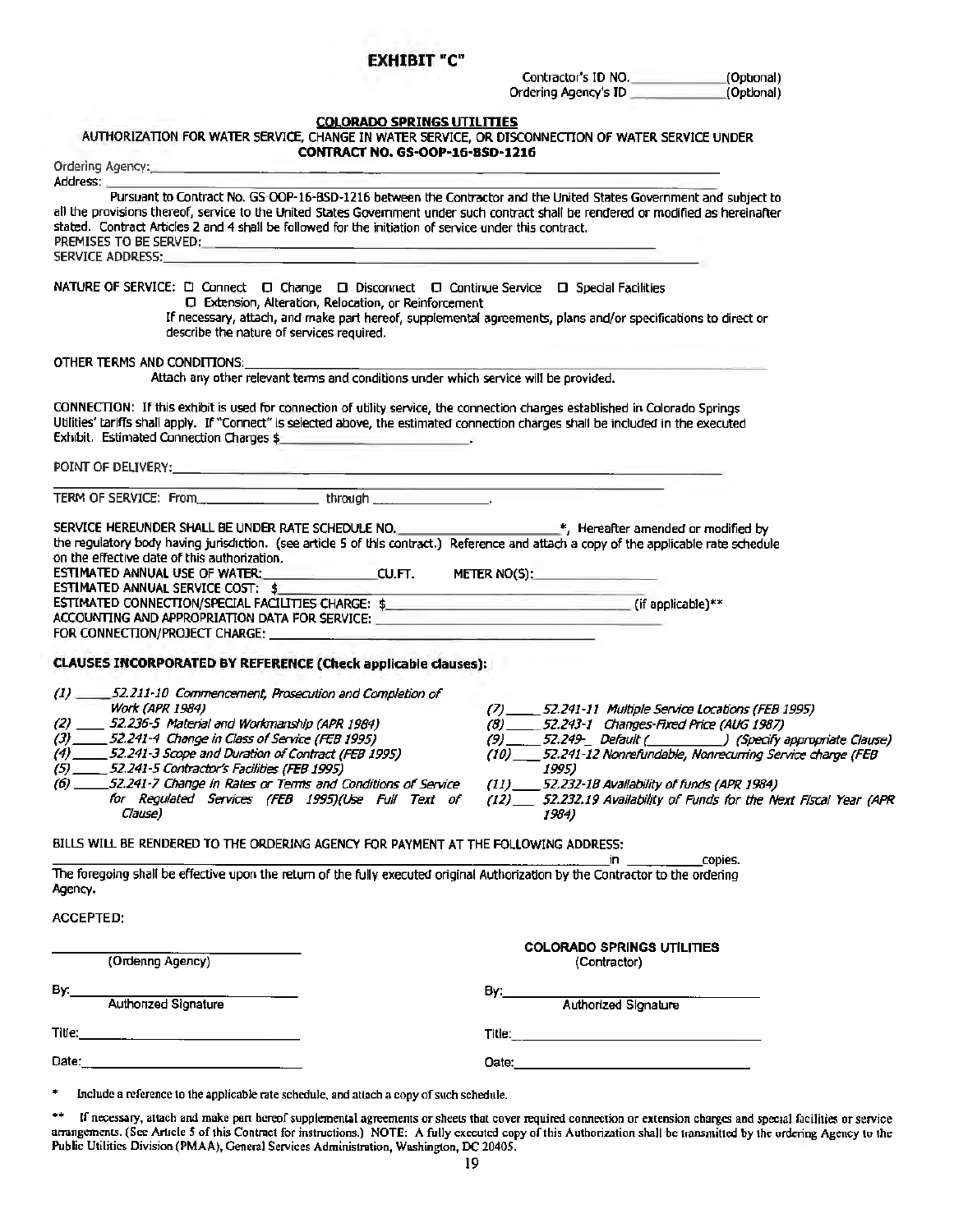# EXHIBIT "C"

Contractor's ID NO. ____________ (Optional)
Ordering Agency's ID ____________ (Optional)

**COLORADO SPRINGS UTILITIES**

AUTHORIZATION FOR WATER SERVICE, CHANGE IN WATER SERVICE, OR DISCONNECTION OF WATER SERVICE UNDER **CONTRACT NO. GS-OOP-16-BSD-1216**

Ordering Agency: ____________________________________________

Address: ____________________________________________

Pursuant to Contract No. GS-OOP-16-BSD-1216 between the Contractor and the United States Government and subject to all the provisions thereof, service to the United States Government under such contract shall be rendered or modified as hereinafter stated. Contract Articles 2 and 4 shall be followed for the initiation of service under this contract.

PREMISES TO BE SERVED: ____________________________________________

SERVICE ADDRESS: ____________________________________________

NATURE OF SERVICE: ☐ Connect ☐ Change ☐ Disconnect ☐ Continue Service ☐ Special Facilities
☐ Extension, Alteration, Relocation, or Reinforcement
If necessary, attach, and make part hereof, supplemental agreements, plans and/or specifications to direct or describe the nature of services required.

OTHER TERMS AND CONDITIONS: ____________________________________________
Attach any other relevant terms and conditions under which service will be provided.

CONNECTION: If this exhibit is used for connection of utility service, the connection charges established in Colorado Springs Utilities' tariffs shall apply. If "Connect" is selected above, the estimated connection charges shall be included in the executed Exhibit. Estimated Connection Charges $ ____________________.

POINT OF DELIVERY: ____________________________________________

TERM OF SERVICE: From ______________ through ______________.

SERVICE HEREUNDER SHALL BE UNDER RATE SCHEDULE NO. ____________________*, Hereafter amended or modified by the regulatory body having jurisdiction. (see article 5 of this contract.) Reference and attach a copy of the applicable rate schedule on the effective date of this authorization.

ESTIMATED ANNUAL USE OF WATER: ______________ CU.FT. METER NO(S): ______________

ESTIMATED ANNUAL SERVICE COST: $ ______________

ESTIMATED CONNECTION/SPECIAL FACILITIES CHARGE: $ ______________________________ (if applicable)**

ACCOUNTING AND APPROPRIATION DATA FOR SERVICE: ______________________________

FOR CONNECTION/PROJECT CHARGE: ______________________________

**CLAUSES INCORPORATED BY REFERENCE (Check applicable clauses):**

*(1) _____ 52.211-10 Commencement, Prosecution and Completion of Work (APR 1984)*
*(2) _____ 52.236-5 Material and Workmanship (APR 1984)*
*(3) _____ 52.241-4 Change in Class of Service (FEB 1995)*
*(4) _____ 52.241-3 Scope and Duration of Contract (FEB 1995)*
*(5) _____ 52.241-5 Contractor's Facilities (FEB 1995)*
*(6) _____ 52.241-7 Change in Rates or Terms and Conditions of Service for Regulated Services (FEB 1995)(Use Full Text of Clause)*
*(7) _____ 52.241-11 Multiple Service Locations (FEB 1995)*
*(8) _____ 52.243-1 Changes-Fixed Price (AUG 1987)*
*(9) _____ 52.249- Default (__________) (Specify appropriate Clause)*
*(10) _____ 52.241-12 Nonrefundable, Nonrecurring Service charge (FEB 1995)*
*(11) _____ 52.232-18 Availability of funds (APR 1984)*
*(12) _____ 52.232.19 Availability of Funds for the Next Fiscal Year (APR 1984)*

BILLS WILL BE RENDERED TO THE ORDERING AGENCY FOR PAYMENT AT THE FOLLOWING ADDRESS:

____________________________________________ in __________ copies.

The foregoing shall be effective upon the return of the fully executed original Authorization by the Contractor to the ordering Agency.

ACCEPTED:

| | |
|---|---|
| ______________________ (Ordering Agency) | **COLORADO SPRINGS UTILITIES** (Contractor) |
| By: ______________________ Authorized Signature | By: ______________________ Authorized Signature |
| Title: ______________________ | Title: ______________________ |
| Date: ______________________ | Date: ______________________ |

\* Include a reference to the applicable rate schedule, and attach a copy of such schedule.

\** If necessary, attach and make part hereof supplemental agreements or sheets that cover required connection or extension charges and special facilities or service arrangements. (See Article 5 of this Contract for instructions.) NOTE: A fully executed copy of this Authorization shall be transmitted by the ordering Agency to the Public Utilities Division (PMAA), General Services Administration, Washington, DC 20405.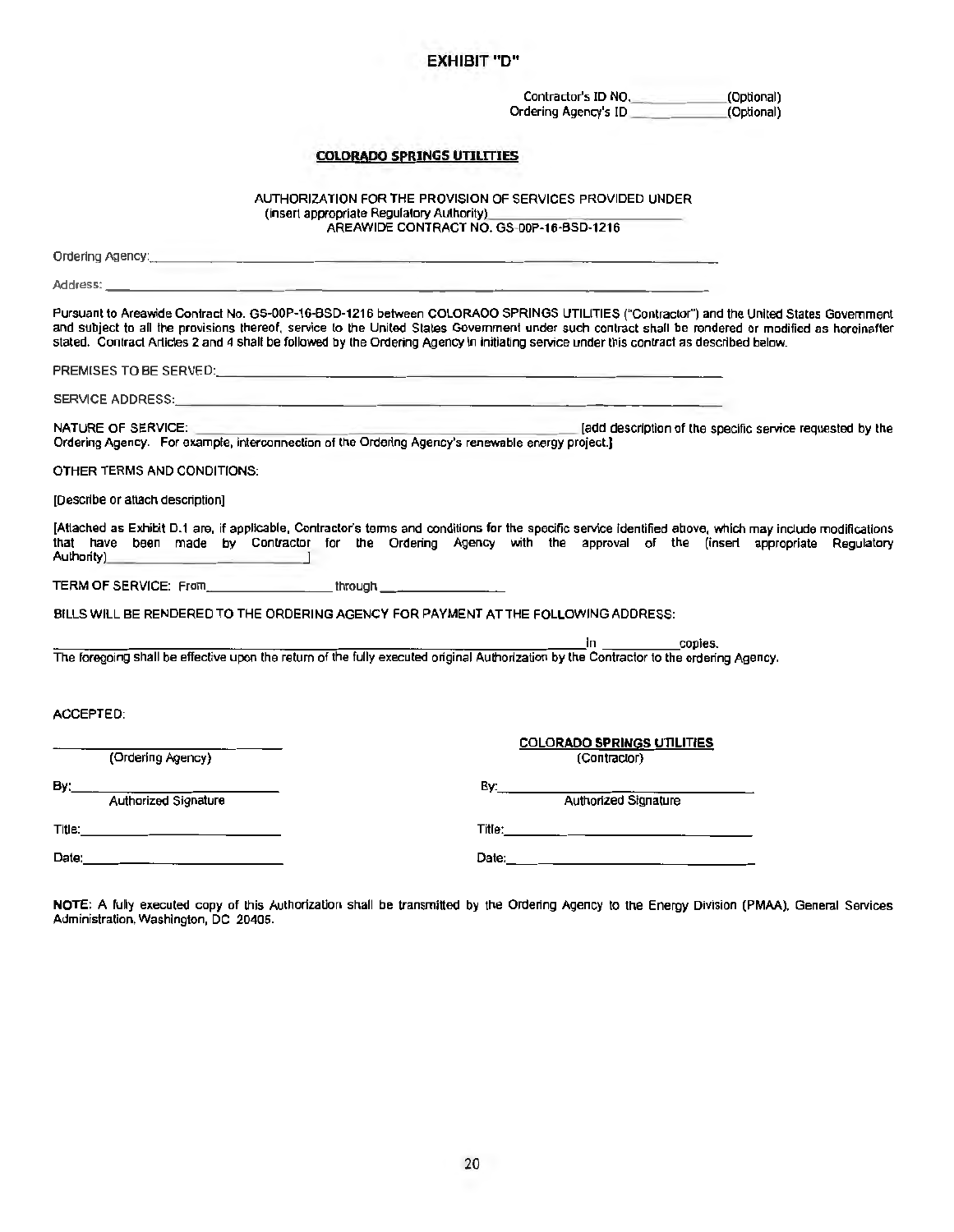# EXHIBIT "D"

Contractor's ID NO.\_\_\_\_\_\_\_\_\_\_\_\_(Optional)
Ordering Agency's ID \_\_\_\_\_\_\_\_\_\_\_\_(Optional)

**COLORADO SPRINGS UTILITIES**

AUTHORIZATION FOR THE PROVISION OF SERVICES PROVIDED UNDER
(insert appropriate Regulatory Authority)\_\_\_\_\_\_\_\_\_\_\_\_\_\_\_\_\_\_\_\_\_\_\_\_
AREAWIDE CONTRACT NO. GS-00P-16-BSD-1216

Ordering Agency:\_\_\_\_\_\_\_\_\_\_\_\_\_\_\_\_\_\_\_\_\_\_\_\_\_\_\_\_\_\_\_\_\_\_\_\_\_\_\_\_\_\_\_\_\_\_\_\_\_\_\_\_\_\_\_\_\_\_\_\_

Address: \_\_\_\_\_\_\_\_\_\_\_\_\_\_\_\_\_\_\_\_\_\_\_\_\_\_\_\_\_\_\_\_\_\_\_\_\_\_\_\_\_\_\_\_\_\_\_\_\_\_\_\_\_\_\_\_\_\_\_\_\_\_\_\_

Pursuant to Areawide Contract No. GS-00P-16-BSD-1216 between COLORADO SPRINGS UTILITIES ("Contractor") and the United States Government and subject to all the provisions thereof, service to the United States Government under such contract shall be rendered or modified as hereinafter stated. Contract Articles 2 and 4 shall be followed by the Ordering Agency in initiating service under this contract as described below.

PREMISES TO BE SERVED:\_\_\_\_\_\_\_\_\_\_\_\_\_\_\_\_\_\_\_\_\_\_\_\_\_\_\_\_\_\_\_\_\_\_\_\_\_\_\_\_\_\_\_\_\_\_\_\_\_\_\_\_\_\_\_\_

SERVICE ADDRESS:\_\_\_\_\_\_\_\_\_\_\_\_\_\_\_\_\_\_\_\_\_\_\_\_\_\_\_\_\_\_\_\_\_\_\_\_\_\_\_\_\_\_\_\_\_\_\_\_\_\_\_\_\_\_\_\_\_\_\_\_

NATURE OF SERVICE: \_\_\_\_\_\_\_\_\_\_\_\_\_\_\_\_\_\_\_\_\_\_\_\_\_\_\_\_\_\_\_\_\_\_\_\_\_\_\_\_\_\_\_ [add description of the specific service requested by the Ordering Agency. For example, interconnection of the Ordering Agency's renewable energy project.]

OTHER TERMS AND CONDITIONS:

[Describe or attach description]

[Attached as Exhibit D.1 are, if applicable, Contractor's terms and conditions for the specific service identified above, which may include modifications that have been made by Contractor for the Ordering Agency with the approval of the (insert appropriate Regulatory Authority)\_\_\_\_\_\_\_\_\_\_\_\_\_\_\_\_\_\_\_\_\_\_\_\_]

TERM OF SERVICE: From\_\_\_\_\_\_\_\_\_\_\_\_\_\_\_\_ through \_\_\_\_\_\_\_\_\_\_\_\_\_\_\_\_

BILLS WILL BE RENDERED TO THE ORDERING AGENCY FOR PAYMENT AT THE FOLLOWING ADDRESS:

\_\_\_\_\_\_\_\_\_\_\_\_\_\_\_\_\_\_\_\_\_\_\_\_\_\_\_\_\_\_\_\_\_\_\_\_\_\_\_\_\_\_\_\_\_\_\_\_\_\_\_\_\_\_\_\_\_\_\_\_\_\_\_\_\_\_\_\_\_\_ in \_\_\_\_\_\_\_\_\_\_\_ copies.
The foregoing shall be effective upon the return of the fully executed original Authorization by the Contractor to the ordering Agency.

ACCEPTED:

| | |
|---|---|
| \_\_\_\_\_\_\_\_\_\_\_\_\_\_\_\_\_\_\_\_\_\_\_\_ | **COLORADO SPRINGS UTILITIES** |
| (Ordering Agency) | (Contractor) |
| By:\_\_\_\_\_\_\_\_\_\_\_\_\_\_\_\_\_\_\_\_\_\_\_\_ | By:\_\_\_\_\_\_\_\_\_\_\_\_\_\_\_\_\_\_\_\_\_\_\_\_ |
| Authorized Signature | Authorized Signature |
| Title:\_\_\_\_\_\_\_\_\_\_\_\_\_\_\_\_\_\_\_\_\_\_\_\_ | Title:\_\_\_\_\_\_\_\_\_\_\_\_\_\_\_\_\_\_\_\_\_\_\_\_ |
| Date:\_\_\_\_\_\_\_\_\_\_\_\_\_\_\_\_\_\_\_\_\_\_\_\_ | Date:\_\_\_\_\_\_\_\_\_\_\_\_\_\_\_\_\_\_\_\_\_\_\_\_ |

**NOTE:** A fully executed copy of this Authorization shall be transmitted by the Ordering Agency to the Energy Division (PMAA), General Services Administration, Washington, DC 20405.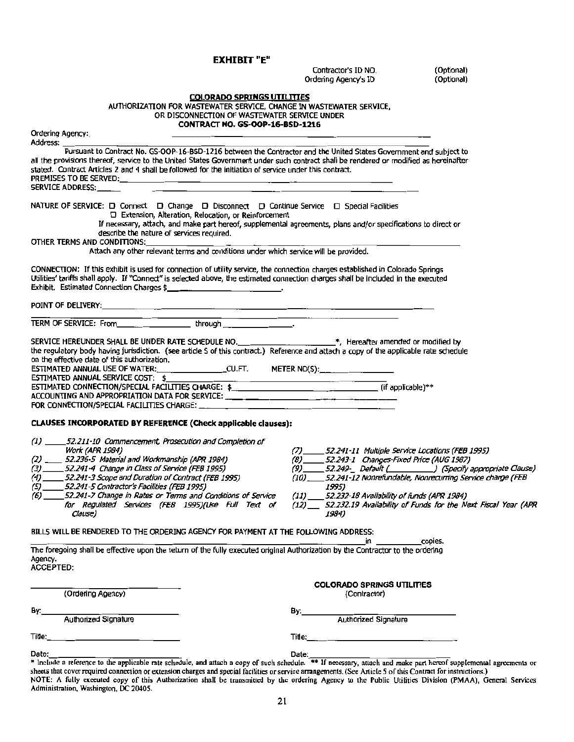# EXHIBIT "E"

Contractor's ID NO. (Optional)
Ordering Agency's ID (Optional)

**COLORADO SPRINGS UTILITIES**

AUTHORIZATION FOR WASTEWATER SERVICE, CHANGE IN WASTEWATER SERVICE, OR DISCONNECTION OF WASTEWATER SERVICE UNDER

**CONTRACT NO. GS-OOP-16-BSD-1216**

Ordering Agency: ______________________________

Address: ______________________________

Pursuant to Contract No. GS-OOP-16-BSD-1216 between the Contractor and the United States Government and subject to all the provisions thereof, service to the United States Government under such contract shall be rendered or modified as hereinafter stated. Contract Articles 2 and 4 shall be followed for the initiation of service under this contract.

PREMISES TO BE SERVED: ______________________________

SERVICE ADDRESS: ______________________________

NATURE OF SERVICE: ☐ Connect ☐ Change ☐ Disconnect ☐ Continue Service ☐ Special Facilities ☐ Extension, Alteration, Relocation, or Reinforcement

If necessary, attach, and make part hereof, supplemental agreements, plans and/or specifications to direct or describe the nature of services required.

OTHER TERMS AND CONDITIONS: ______________________________

Attach any other relevant terms and conditions under which service will be provided.

CONNECTION: If this exhibit is used for connection of utility service, the connection charges established in Colorado Springs Utilities' tariffs shall apply. If "Connect" is selected above, the estimated connection charges shall be included in the executed Exhibit. Estimated Connection Charges $______________.

POINT OF DELIVERY: ______________________________

TERM OF SERVICE: From ______________ through ______________.

SERVICE HEREUNDER SHALL BE UNDER RATE SCHEDULE NO.______________*, Hereafter amended or modified by the regulatory body having jurisdiction. (see article 5 of this contract.) Reference and attach a copy of the applicable rate schedule on the effective date of this authorization.

ESTIMATED ANNUAL USE OF WATER: ______________ CU.FT. METER NO(S): ______________

ESTIMATED ANNUAL SERVICE COST: $______________

ESTIMATED CONNECTION/SPECIAL FACILITIES CHARGE: $______________ (if applicable)**

ACCOUNTING AND APPROPRIATION DATA FOR SERVICE: ______________________________

FOR CONNECTION/SPECIAL FACILITIES CHARGE: ______________________________

**CLAUSES INCORPORATED BY REFERENCE (Check applicable clauses):**

*(1) _____ 52.211-10 Commencement, Prosecution and Completion of Work (APR 1984)*
*(2) _____ 52.236-5 Material and Workmanship (APR 1984)*
*(3) _____ 52.241-4 Change in Class of Service (FEB 1995)*
*(4) _____ 52.241-3 Scope and Duration of Contract (FEB 1995)*
*(5) _____ 52.241-5 Contractor's Facilities (FEB 1995)*
*(6) _____ 52.241-7 Change in Rates or Terms and Conditions of Service for Regulated Services (FEB 1995)(Use Full Text of Clause)*
*(7) _____ 52.241-11 Multiple Service Locations (FEB 1995)*
*(8) _____ 52.243-1 Changes-Fixed Price (AUG 1987)*
*(9) _____ 52.249-_ Default (__________) (Specify appropriate Clause)*
*(10) _____ 52.241-12 Nonrefundable, Nonrecurring Service charge (FEB 1995)*
*(11) _____ 52.232-18 Availability of funds (APR 1984)*
*(12) _____ 52.232.19 Availability of Funds for the Next Fiscal Year (APR 1984)*

BILLS WILL BE RENDERED TO THE ORDERING AGENCY FOR PAYMENT AT THE FOLLOWING ADDRESS:

______________________________ in __________ copies.

The foregoing shall be effective upon the return of the fully executed original Authorization by the Contractor to the ordering Agency.

ACCEPTED:

| | |
|---|---|
| ______________________ (Ordering Agency) | **COLORADO SPRINGS UTILITIES** (Contractor) |
| By: ______________________ Authorized Signature | By: ______________________ Authorized Signature |
| Title: ______________________ | Title: ______________________ |
| Date: ______________________ | Date: ______________________ |

\* Include a reference to the applicable rate schedule, and attach a copy of such schedule. \*\* If necessary, attach and make part hereof supplemental agreements or sheets that cover required connection or extension charges and special facilities or service arrangements. (See Article 5 of this Contract for instructions.)

NOTE: A fully executed copy of this Authorization shall be transmitted by the ordering Agency to the Public Utilities Division (PMAA), General Services Administration, Washington, DC 20405.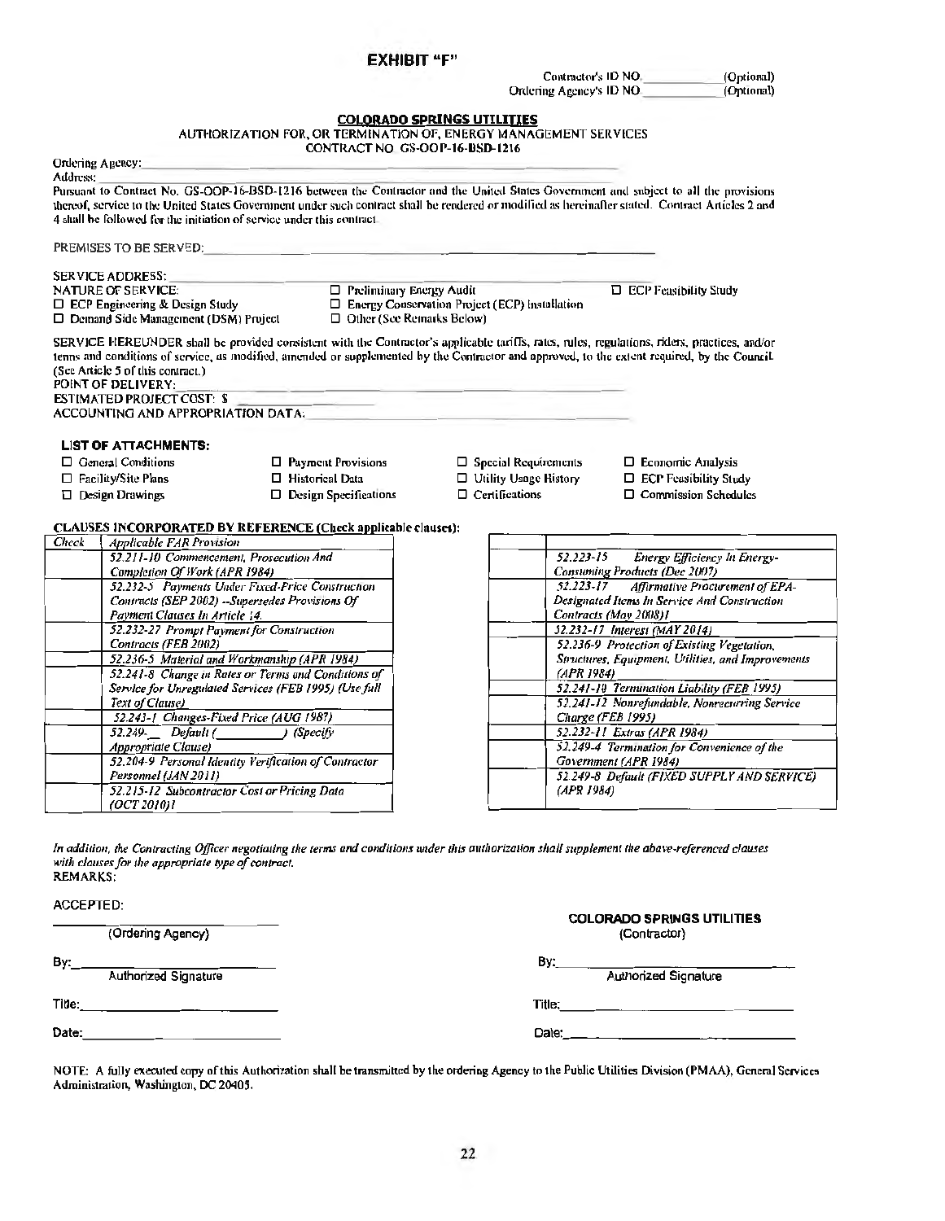# EXHIBIT "F"

Contractor's ID NO. __________ (Optional)
Ordering Agency's ID NO. __________ (Optional)

## COLORADO SPRINGS UTILITIES

AUTHORIZATION FOR, OR TERMINATION OF, ENERGY MANAGEMENT SERVICES
CONTRACT NO. GS-OOP-16-BSD-1216

Ordering Agency: ______________________________

Address: ______________________________

Pursuant to Contract No. GS-OOP-16-BSD-1216 between the Contractor and the United States Government and subject to all the provisions thereof, service to the United States Government under such contract shall be rendered or modified as hereinafter stated. Contract Articles 2 and 4 shall be followed for the initiation of service under this contract.

PREMISES TO BE SERVED: ______________________________

SERVICE ADDRESS: ______________________________

NATURE OF SERVICE:

- ☐ Preliminary Energy Audit
- ☐ ECP Feasibility Study
- ☐ ECP Engineering & Design Study
- ☐ Energy Conservation Project (ECP) Installation
- ☐ Demand Side Management (DSM) Project
- ☐ Other (See Remarks Below)

SERVICE HEREUNDER shall be provided consistent with the Contractor's applicable tariffs, rates, rules, regulations, riders, practices, and/or terms and conditions of service, as modified, amended or supplemented by the Contractor and approved, to the extent required, by the Council. (See Article 5 of this contract.)

POINT OF DELIVERY: ______________________________

ESTIMATED PROJECT COST: $ __________

ACCOUNTING AND APPROPRIATION DATA: ______________________________

### LIST OF ATTACHMENTS:

- ☐ General Conditions
- ☐ Payment Provisions
- ☐ Special Requirements
- ☐ Economic Analysis
- ☐ Facility/Site Plans
- ☐ Historical Data
- ☐ Utility Usage History
- ☐ ECP Feasibility Study
- ☐ Design Drawings
- ☐ Design Specifications
- ☐ Certifications
- ☐ Commission Schedules

### CLAUSES INCORPORATED BY REFERENCE (Check applicable clauses):

| Check | Applicable FAR Provision |
|---|---|
| | *52.211-10 Commencement, Prosecution And Completion Of Work (APR 1984)* |
| | *52.232-5 Payments Under Fixed-Price Construction Contracts (SEP 2002) --Supersedes Provisions Of Payment Clauses In Article 14.* |
| | *52.232-27 Prompt Payment for Construction Contracts (FEB 2002)* |
| | *52.236-5 Material and Workmanship (APR 1984)* |
| | *52.241-8 Change in Rates or Terms and Conditions of Service for Unregulated Services (FEB 1995) (Use full Text of Clause)* |
| | *52.243-1 Changes-Fixed Price (AUG 1987)* |
| | *52.249-\_\_ Default (\_\_\_\_\_\_\_\_) (Specify Appropriate Clause)* |
| | *52.204-9 Personal Identity Verification of Contractor Personnel (JAN 2011)* |
| | *52.215-12 Subcontractor Cost or Pricing Data (OCT 2010)]* |

| | |
|---|---|
| | *52.223-15 Energy Efficiency In Energy-Consuming Products (Dec 2007)* |
| | *52.223-17 Affirmative Procurement of EPA-Designated Items In Service And Construction Contracts (May 2008)]* |
| | *52.232-17 Interest (MAY 2014)* |
| | *52.236-9 Protection of Existing Vegetation, Structures, Equipment, Utilities, and Improvements (APR 1984)* |
| | *52.241-10 Termination Liability (FEB 1995)* |
| | *52.241-12 Nonrefundable, Nonrecurring Service Charge (FEB 1995)* |
| | *52.232-11 Extras (APR 1984)* |
| | *52.249-4 Termination for Convenience of the Government (APR 1984)* |
| | *52.249-8 Default (FIXED SUPPLY AND SERVICE) (APR 1984)* |

*In addition, the Contracting Officer negotiating the terms and conditions under this authorization shall supplement the above-referenced clauses with clauses for the appropriate type of contract.*

REMARKS:

ACCEPTED:

______________________________
(Ordering Agency)

By: ______________________________
Authorized Signature

Title: ______________________________

Date: ______________________________

**COLORADO SPRINGS UTILITIES**
(Contractor)

By: ______________________________
Authorized Signature

Title: ______________________________

Date: ______________________________

NOTE: A fully executed copy of this Authorization shall be transmitted by the ordering Agency to the Public Utilities Division (PMAA), General Services Administration, Washington, DC 20405.